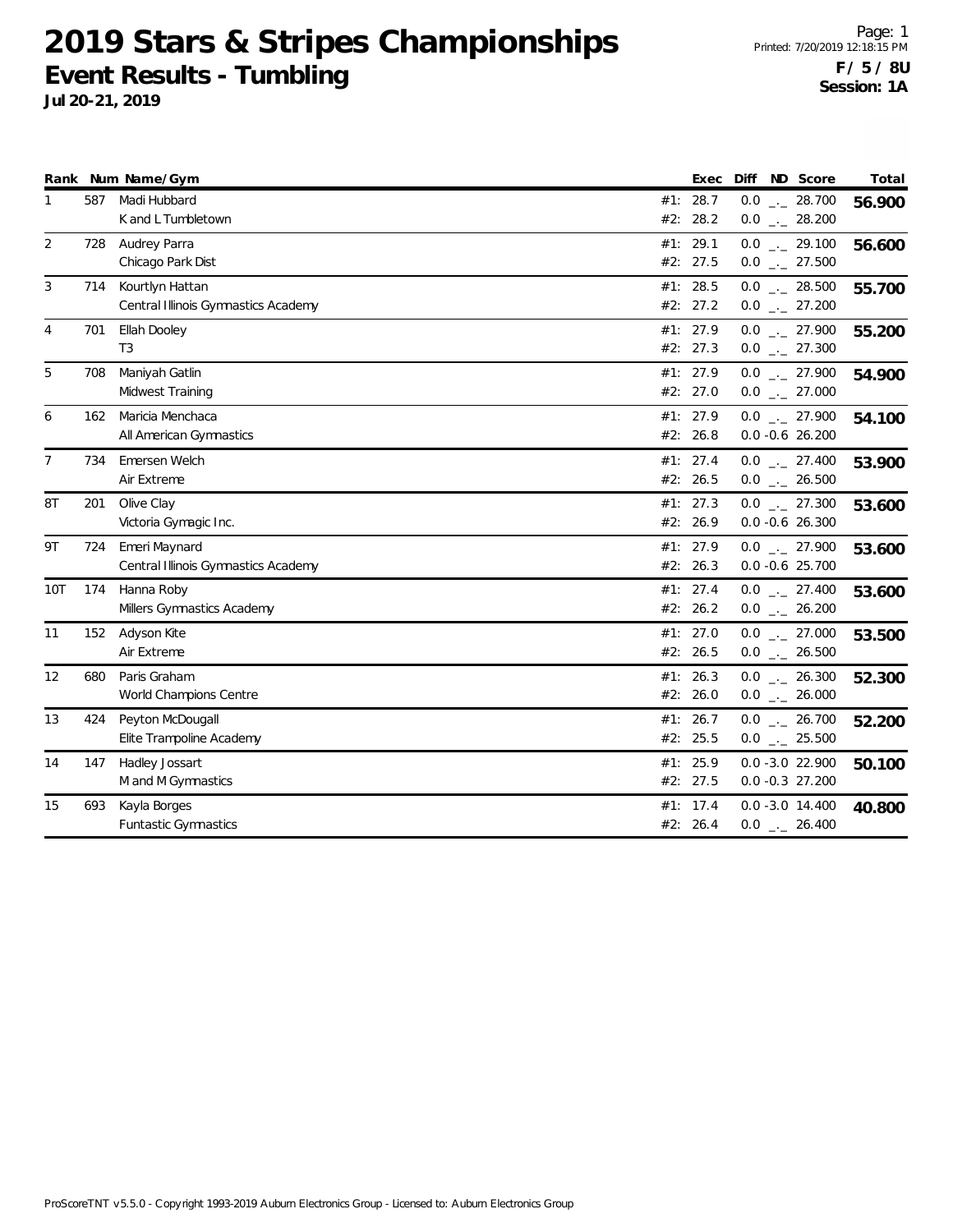# 2019 Stars & Stripes Championships

## Event Results - Tumbling

**Jul 20-21, 2019**

Printed: 7/20/2019 12:18:15 PM

**F / 5 / 8U**
**Session: 1A**

| Rank | Num | Name/Gym | | Exec | Diff | ND | Score | Total |
|---|---|---|---|---|---|---|---|---|
| 1 | 587 | Madi Hubbard | #1: | 28.7 | 0.0 | _._ | 28.700 | **56.900** |
| | | K and L Tumbletown | #2: | 28.2 | 0.0 | _._ | 28.200 | |
| 2 | 728 | Audrey Parra | #1: | 29.1 | 0.0 | _._ | 29.100 | **56.600** |
| | | Chicago Park Dist | #2: | 27.5 | 0.0 | _._ | 27.500 | |
| 3 | 714 | Kourtlyn Hattan | #1: | 28.5 | 0.0 | _._ | 28.500 | **55.700** |
| | | Central Illinois Gymnastics Academy | #2: | 27.2 | 0.0 | _._ | 27.200 | |
| 4 | 701 | Ellah Dooley | #1: | 27.9 | 0.0 | _._ | 27.900 | **55.200** |
| | | T3 | #2: | 27.3 | 0.0 | _._ | 27.300 | |
| 5 | 708 | Maniyah Gatlin | #1: | 27.9 | 0.0 | _._ | 27.900 | **54.900** |
| | | Midwest Training | #2: | 27.0 | 0.0 | _._ | 27.000 | |
| 6 | 162 | Maricia Menchaca | #1: | 27.9 | 0.0 | _._ | 27.900 | **54.100** |
| | | All American Gymnastics | #2: | 26.8 | 0.0 | -0.6 | 26.200 | |
| 7 | 734 | Emersen Welch | #1: | 27.4 | 0.0 | _._ | 27.400 | **53.900** |
| | | Air Extreme | #2: | 26.5 | 0.0 | _._ | 26.500 | |
| 8T | 201 | Olive Clay | #1: | 27.3 | 0.0 | _._ | 27.300 | **53.600** |
| | | Victoria Gymagic Inc. | #2: | 26.9 | 0.0 | -0.6 | 26.300 | |
| 9T | 724 | Emeri Maynard | #1: | 27.9 | 0.0 | _._ | 27.900 | **53.600** |
| | | Central Illinois Gymnastics Academy | #2: | 26.3 | 0.0 | -0.6 | 25.700 | |
| 10T | 174 | Hanna Roby | #1: | 27.4 | 0.0 | _._ | 27.400 | **53.600** |
| | | Millers Gymnastics Academy | #2: | 26.2 | 0.0 | _._ | 26.200 | |
| 11 | 152 | Adyson Kite | #1: | 27.0 | 0.0 | _._ | 27.000 | **53.500** |
| | | Air Extreme | #2: | 26.5 | 0.0 | _._ | 26.500 | |
| 12 | 680 | Paris Graham | #1: | 26.3 | 0.0 | _._ | 26.300 | **52.300** |
| | | World Champions Centre | #2: | 26.0 | 0.0 | _._ | 26.000 | |
| 13 | 424 | Peyton McDougall | #1: | 26.7 | 0.0 | _._ | 26.700 | **52.200** |
| | | Elite Trampoline Academy | #2: | 25.5 | 0.0 | _._ | 25.500 | |
| 14 | 147 | Hadley Jossart | #1: | 25.9 | 0.0 | -3.0 | 22.900 | **50.100** |
| | | M and M Gymnastics | #2: | 27.5 | 0.0 | -0.3 | 27.200 | |
| 15 | 693 | Kayla Borges | #1: | 17.4 | 0.0 | -3.0 | 14.400 | **40.800** |
| | | Funtastic Gymnastics | #2: | 26.4 | 0.0 | _._ | 26.400 | |

ProScoreTNT v5.5.0 - Copyright 1993-2019 Auburn Electronics Group - Licensed to: Auburn Electronics Group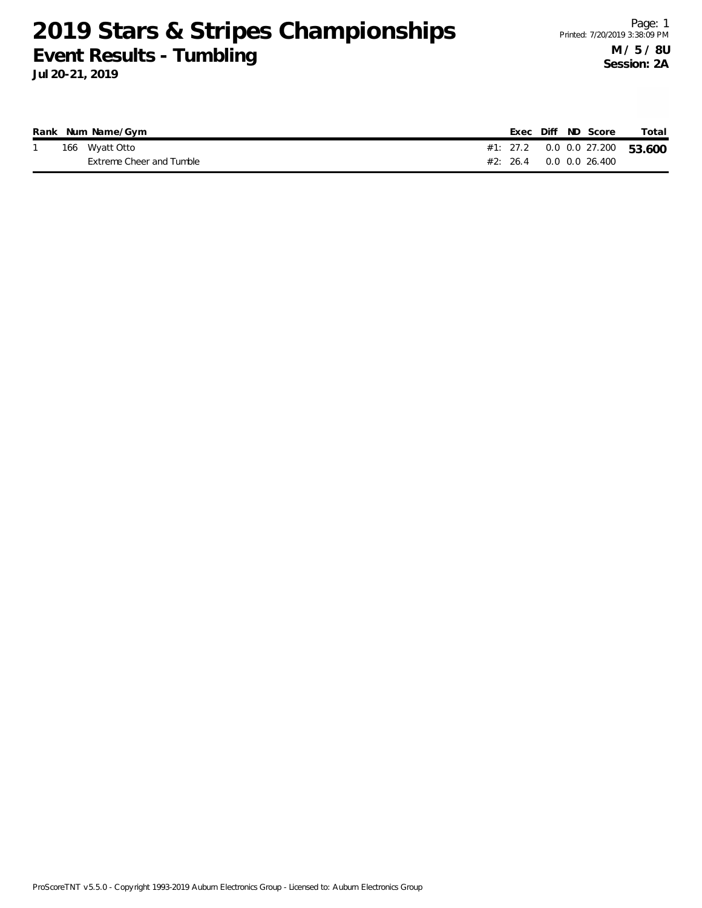# 2019 Stars & Stripes Championships

## Event Results - Tumbling

**Jul 20-21, 2019**

**M / 5 / 8U**
**Session: 2A**

| Rank | Num | Name/Gym | | Exec | Diff | ND | Score | Total |
|---|---|---|---|---|---|---|---|---|
| 1 | 166 | Wyatt Otto | #1: | 27.2 | 0.0 | 0.0 | 27.200 | **53.600** |
| | | Extreme Cheer and Tumble | #2: | 26.4 | 0.0 | 0.0 | 26.400 | |

ProScoreTNT v5.5.0 - Copyright 1993-2019 Auburn Electronics Group - Licensed to: Auburn Electronics Group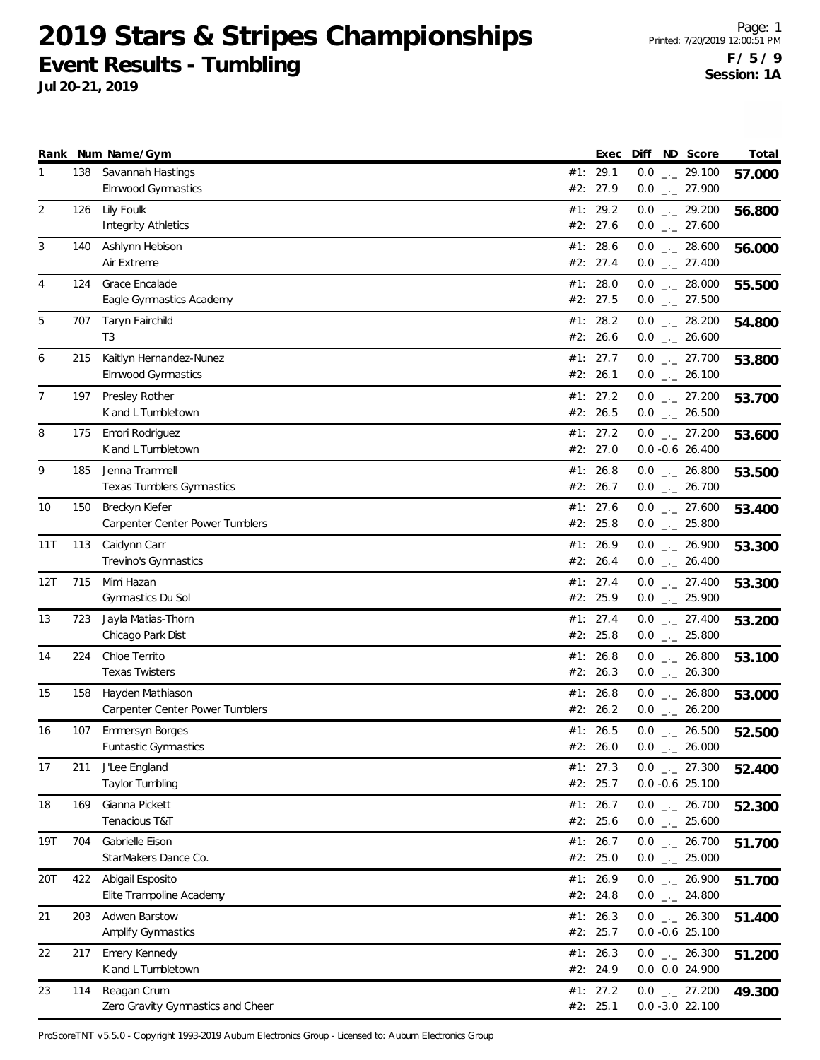# 2019 Stars & Stripes Championships

## Event Results - Tumbling

**Jul 20-21, 2019**

Printed: 7/20/2019 12:00:51 PM

**F / 5 / 9**

**Session: 1A**

| Rank | Num | Name/Gym | Exec | Diff | ND | Score | Total |
|---|---|---|---|---|---|---|---|
| 1 | 138 | Savannah Hastings | #1: 29.1 | 0.0 | _._ | 29.100 | **57.000** |
| | | Elmwood Gymnastics | #2: 27.9 | 0.0 | _._ | 27.900 | |
| 2 | 126 | Lily Foulk | #1: 29.2 | 0.0 | _._ | 29.200 | **56.800** |
| | | Integrity Athletics | #2: 27.6 | 0.0 | _._ | 27.600 | |
| 3 | 140 | Ashlynn Hebison | #1: 28.6 | 0.0 | _._ | 28.600 | **56.000** |
| | | Air Extreme | #2: 27.4 | 0.0 | _._ | 27.400 | |
| 4 | 124 | Grace Encalade | #1: 28.0 | 0.0 | _._ | 28.000 | **55.500** |
| | | Eagle Gymnastics Academy | #2: 27.5 | 0.0 | _._ | 27.500 | |
| 5 | 707 | Taryn Fairchild | #1: 28.2 | 0.0 | _._ | 28.200 | **54.800** |
| | | T3 | #2: 26.6 | 0.0 | _._ | 26.600 | |
| 6 | 215 | Kaitlyn Hernandez-Nunez | #1: 27.7 | 0.0 | _._ | 27.700 | **53.800** |
| | | Elmwood Gymnastics | #2: 26.1 | 0.0 | _._ | 26.100 | |
| 7 | 197 | Presley Rother | #1: 27.2 | 0.0 | _._ | 27.200 | **53.700** |
| | | K and L Tumbletown | #2: 26.5 | 0.0 | _._ | 26.500 | |
| 8 | 175 | Emori Rodriguez | #1: 27.2 | 0.0 | _._ | 27.200 | **53.600** |
| | | K and L Tumbletown | #2: 27.0 | 0.0 | -0.6 | 26.400 | |
| 9 | 185 | Jenna Trammell | #1: 26.8 | 0.0 | _._ | 26.800 | **53.500** |
| | | Texas Tumblers Gymnastics | #2: 26.7 | 0.0 | _._ | 26.700 | |
| 10 | 150 | Breckyn Kiefer | #1: 27.6 | 0.0 | _._ | 27.600 | **53.400** |
| | | Carpenter Center Power Tumblers | #2: 25.8 | 0.0 | _._ | 25.800 | |
| 11T | 113 | Caidynn Carr | #1: 26.9 | 0.0 | _._ | 26.900 | **53.300** |
| | | Trevino's Gymnastics | #2: 26.4 | 0.0 | _._ | 26.400 | |
| 12T | 715 | Mimi Hazan | #1: 27.4 | 0.0 | _._ | 27.400 | **53.300** |
| | | Gymnastics Du Sol | #2: 25.9 | 0.0 | _._ | 25.900 | |
| 13 | 723 | Jayla Matias-Thorn | #1: 27.4 | 0.0 | _._ | 27.400 | **53.200** |
| | | Chicago Park Dist | #2: 25.8 | 0.0 | _._ | 25.800 | |
| 14 | 224 | Chloe Territo | #1: 26.8 | 0.0 | _._ | 26.800 | **53.100** |
| | | Texas Twisters | #2: 26.3 | 0.0 | _._ | 26.300 | |
| 15 | 158 | Hayden Mathiason | #1: 26.8 | 0.0 | _._ | 26.800 | **53.000** |
| | | Carpenter Center Power Tumblers | #2: 26.2 | 0.0 | _._ | 26.200 | |
| 16 | 107 | Emmersyn Borges | #1: 26.5 | 0.0 | _._ | 26.500 | **52.500** |
| | | Funtastic Gymnastics | #2: 26.0 | 0.0 | _._ | 26.000 | |
| 17 | 211 | J'Lee England | #1: 27.3 | 0.0 | _._ | 27.300 | **52.400** |
| | | Taylor Tumbling | #2: 25.7 | 0.0 | -0.6 | 25.100 | |
| 18 | 169 | Gianna Pickett | #1: 26.7 | 0.0 | _._ | 26.700 | **52.300** |
| | | Tenacious T&T | #2: 25.6 | 0.0 | _._ | 25.600 | |
| 19T | 704 | Gabrielle Eison | #1: 26.7 | 0.0 | _._ | 26.700 | **51.700** |
| | | StarMakers Dance Co. | #2: 25.0 | 0.0 | _._ | 25.000 | |
| 20T | 422 | Abigail Esposito | #1: 26.9 | 0.0 | _._ | 26.900 | **51.700** |
| | | Elite Trampoline Academy | #2: 24.8 | 0.0 | _._ | 24.800 | |
| 21 | 203 | Adwen Barstow | #1: 26.3 | 0.0 | _._ | 26.300 | **51.400** |
| | | Amplify Gymnastics | #2: 25.7 | 0.0 | -0.6 | 25.100 | |
| 22 | 217 | Emery Kennedy | #1: 26.3 | 0.0 | _._ | 26.300 | **51.200** |
| | | K and L Tumbletown | #2: 24.9 | 0.0 | 0.0 | 24.900 | |
| 23 | 114 | Reagan Crum | #1: 27.2 | 0.0 | _._ | 27.200 | **49.300** |
| | | Zero Gravity Gymnastics and Cheer | #2: 25.1 | 0.0 | -3.0 | 22.100 | |

ProScoreTNT v5.5.0 - Copyright 1993-2019 Auburn Electronics Group - Licensed to: Auburn Electronics Group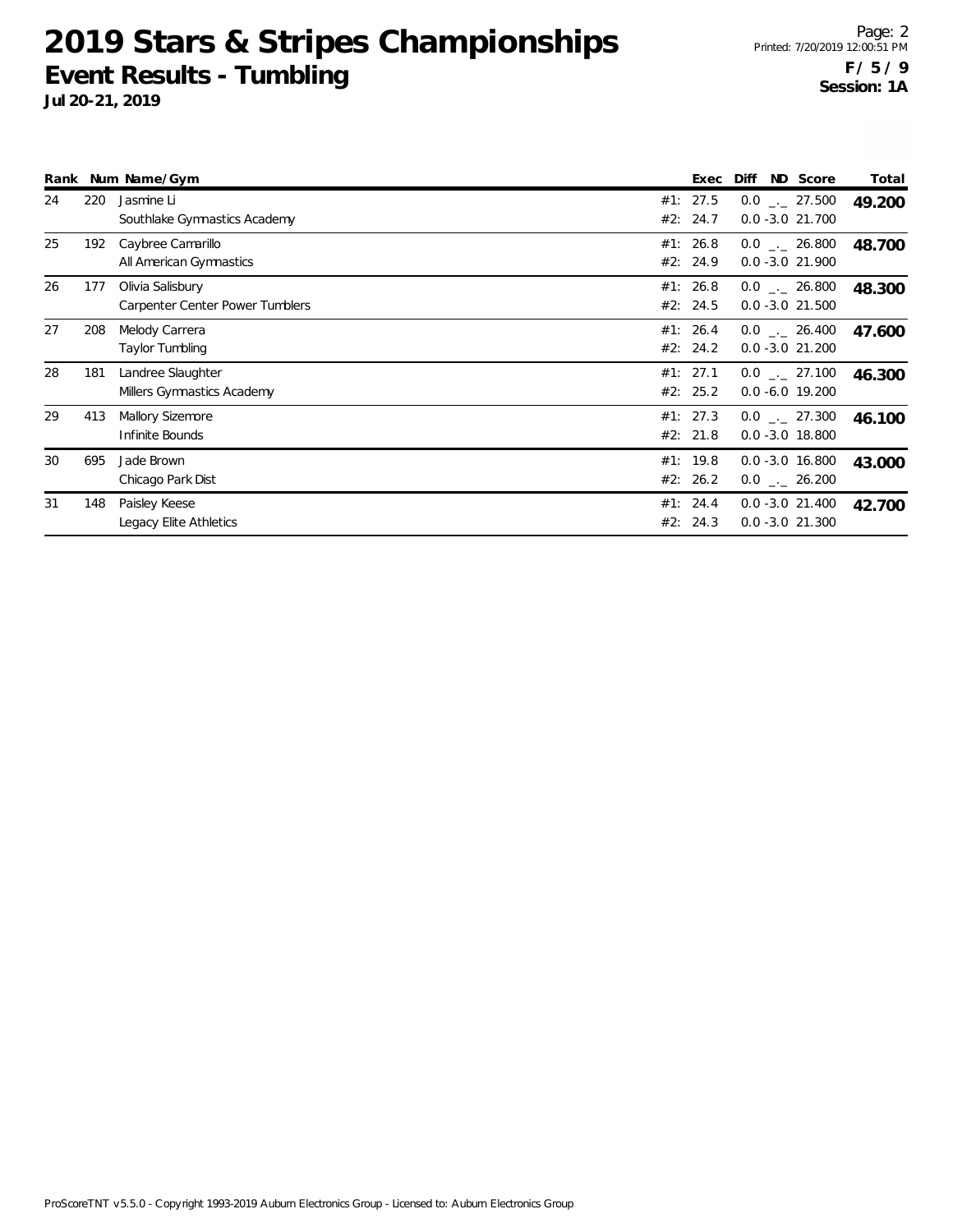# 2019 Stars & Stripes Championships

## Event Results - Tumbling

**Jul 20-21, 2019**

**F / 5 / 9**
**Session: 1A**

| Rank | Num | Name/Gym | | Exec | Diff | ND | Score | Total |
|---|---|---|---|---|---|---|---|---|
| 24 | 220 | Jasmine Li | #1: | 27.5 | 0.0 | _._ | 27.500 | **49.200** |
| | | Southlake Gymnastics Academy | #2: | 24.7 | 0.0 | -3.0 | 21.700 | |
| 25 | 192 | Caybree Camarillo | #1: | 26.8 | 0.0 | _._ | 26.800 | **48.700** |
| | | All American Gymnastics | #2: | 24.9 | 0.0 | -3.0 | 21.900 | |
| 26 | 177 | Olivia Salisbury | #1: | 26.8 | 0.0 | _._ | 26.800 | **48.300** |
| | | Carpenter Center Power Tumblers | #2: | 24.5 | 0.0 | -3.0 | 21.500 | |
| 27 | 208 | Melody Carrera | #1: | 26.4 | 0.0 | _._ | 26.400 | **47.600** |
| | | Taylor Tumbling | #2: | 24.2 | 0.0 | -3.0 | 21.200 | |
| 28 | 181 | Landree Slaughter | #1: | 27.1 | 0.0 | _._ | 27.100 | **46.300** |
| | | Millers Gymnastics Academy | #2: | 25.2 | 0.0 | -6.0 | 19.200 | |
| 29 | 413 | Mallory Sizemore | #1: | 27.3 | 0.0 | _._ | 27.300 | **46.100** |
| | | Infinite Bounds | #2: | 21.8 | 0.0 | -3.0 | 18.800 | |
| 30 | 695 | Jade Brown | #1: | 19.8 | 0.0 | -3.0 | 16.800 | **43.000** |
| | | Chicago Park Dist | #2: | 26.2 | 0.0 | _._ | 26.200 | |
| 31 | 148 | Paisley Keese | #1: | 24.4 | 0.0 | -3.0 | 21.400 | **42.700** |
| | | Legacy Elite Athletics | #2: | 24.3 | 0.0 | -3.0 | 21.300 | |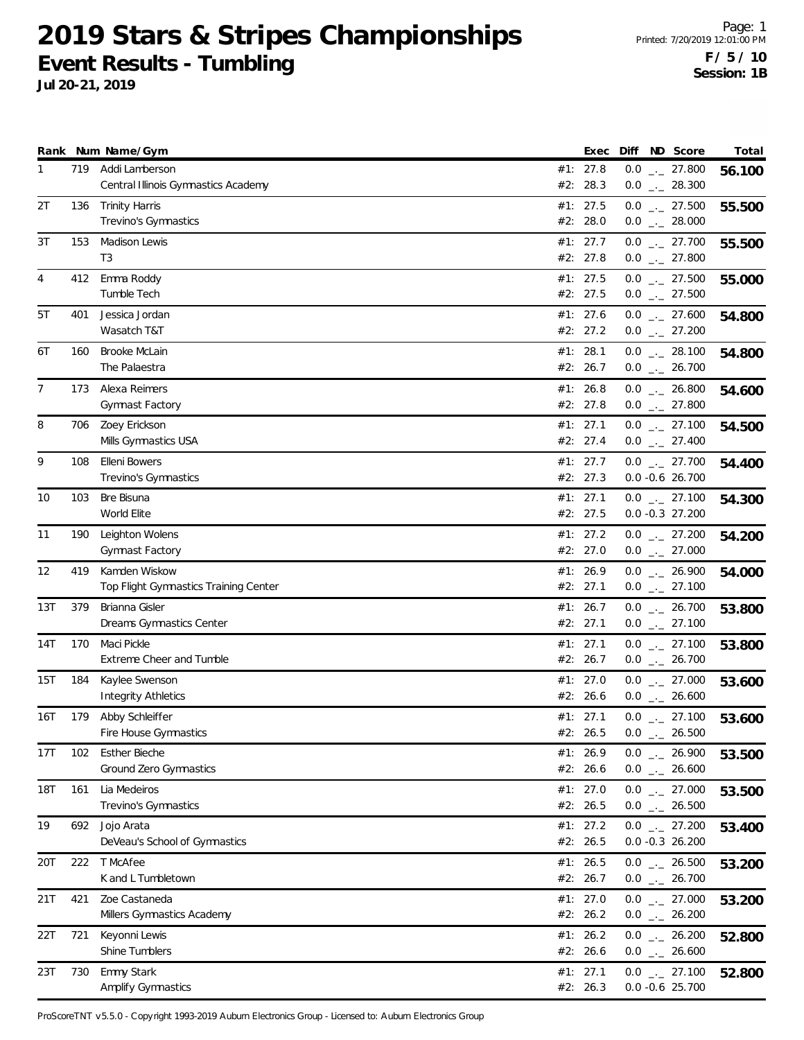# 2019 Stars & Stripes Championships

## Event Results - Tumbling

**Jul 20-21, 2019**

Page: 1
Printed: 7/20/2019 12:01:00 PM
**F / 5 / 10**
**Session: 1B**

| Rank | Num | Name/Gym | | Exec | Diff | ND | Score | Total |
|---|---|---|---|---|---|---|---|---|
| 1 | 719 | Addi Lamberson | #1: | 27.8 | 0.0 | _._ | 27.800 | **56.100** |
| | | Central Illinois Gymnastics Academy | #2: | 28.3 | 0.0 | _._ | 28.300 | |
| 2T | 136 | Trinity Harris | #1: | 27.5 | 0.0 | _._ | 27.500 | **55.500** |
| | | Trevino's Gymnastics | #2: | 28.0 | 0.0 | _._ | 28.000 | |
| 3T | 153 | Madison Lewis | #1: | 27.7 | 0.0 | _._ | 27.700 | **55.500** |
| | | T3 | #2: | 27.8 | 0.0 | _._ | 27.800 | |
| 4 | 412 | Emma Roddy | #1: | 27.5 | 0.0 | _._ | 27.500 | **55.000** |
| | | Tumble Tech | #2: | 27.5 | 0.0 | _._ | 27.500 | |
| 5T | 401 | Jessica Jordan | #1: | 27.6 | 0.0 | _._ | 27.600 | **54.800** |
| | | Wasatch T&T | #2: | 27.2 | 0.0 | _._ | 27.200 | |
| 6T | 160 | Brooke McLain | #1: | 28.1 | 0.0 | _._ | 28.100 | **54.800** |
| | | The Palaestra | #2: | 26.7 | 0.0 | _._ | 26.700 | |
| 7 | 173 | Alexa Reimers | #1: | 26.8 | 0.0 | _._ | 26.800 | **54.600** |
| | | Gymnast Factory | #2: | 27.8 | 0.0 | _._ | 27.800 | |
| 8 | 706 | Zoey Erickson | #1: | 27.1 | 0.0 | _._ | 27.100 | **54.500** |
| | | Mills Gymnastics USA | #2: | 27.4 | 0.0 | _._ | 27.400 | |
| 9 | 108 | Elleni Bowers | #1: | 27.7 | 0.0 | _._ | 27.700 | **54.400** |
| | | Trevino's Gymnastics | #2: | 27.3 | 0.0 | -0.6 | 26.700 | |
| 10 | 103 | Bre Bisuna | #1: | 27.1 | 0.0 | _._ | 27.100 | **54.300** |
| | | World Elite | #2: | 27.5 | 0.0 | -0.3 | 27.200 | |
| 11 | 190 | Leighton Wolens | #1: | 27.2 | 0.0 | _._ | 27.200 | **54.200** |
| | | Gymnast Factory | #2: | 27.0 | 0.0 | _._ | 27.000 | |
| 12 | 419 | Kamden Wiskow | #1: | 26.9 | 0.0 | _._ | 26.900 | **54.000** |
| | | Top Flight Gymnastics Training Center | #2: | 27.1 | 0.0 | _._ | 27.100 | |
| 13T | 379 | Brianna Gisler | #1: | 26.7 | 0.0 | _._ | 26.700 | **53.800** |
| | | Dreams Gymnastics Center | #2: | 27.1 | 0.0 | _._ | 27.100 | |
| 14T | 170 | Maci Pickle | #1: | 27.1 | 0.0 | _._ | 27.100 | **53.800** |
| | | Extreme Cheer and Tumble | #2: | 26.7 | 0.0 | _._ | 26.700 | |
| 15T | 184 | Kaylee Swenson | #1: | 27.0 | 0.0 | _._ | 27.000 | **53.600** |
| | | Integrity Athletics | #2: | 26.6 | 0.0 | _._ | 26.600 | |
| 16T | 179 | Abby Schleiffer | #1: | 27.1 | 0.0 | _._ | 27.100 | **53.600** |
| | | Fire House Gymnastics | #2: | 26.5 | 0.0 | _._ | 26.500 | |
| 17T | 102 | Esther Bieche | #1: | 26.9 | 0.0 | _._ | 26.900 | **53.500** |
| | | Ground Zero Gymnastics | #2: | 26.6 | 0.0 | _._ | 26.600 | |
| 18T | 161 | Lia Medeiros | #1: | 27.0 | 0.0 | _._ | 27.000 | **53.500** |
| | | Trevino's Gymnastics | #2: | 26.5 | 0.0 | _._ | 26.500 | |
| 19 | 692 | Jojo Arata | #1: | 27.2 | 0.0 | _._ | 27.200 | **53.400** |
| | | DeVeau's School of Gymnastics | #2: | 26.5 | 0.0 | -0.3 | 26.200 | |
| 20T | 222 | T McAfee | #1: | 26.5 | 0.0 | _._ | 26.500 | **53.200** |
| | | K and L Tumbletown | #2: | 26.7 | 0.0 | _._ | 26.700 | |
| 21T | 421 | Zoe Castaneda | #1: | 27.0 | 0.0 | _._ | 27.000 | **53.200** |
| | | Millers Gymnastics Academy | #2: | 26.2 | 0.0 | _._ | 26.200 | |
| 22T | 721 | Keyonni Lewis | #1: | 26.2 | 0.0 | _._ | 26.200 | **52.800** |
| | | Shine Tumblers | #2: | 26.6 | 0.0 | _._ | 26.600 | |
| 23T | 730 | Emmy Stark | #1: | 27.1 | 0.0 | _._ | 27.100 | **52.800** |
| | | Amplify Gymnastics | #2: | 26.3 | 0.0 | -0.6 | 25.700 | |

ProScoreTNT v5.5.0 - Copyright 1993-2019 Auburn Electronics Group - Licensed to: Auburn Electronics Group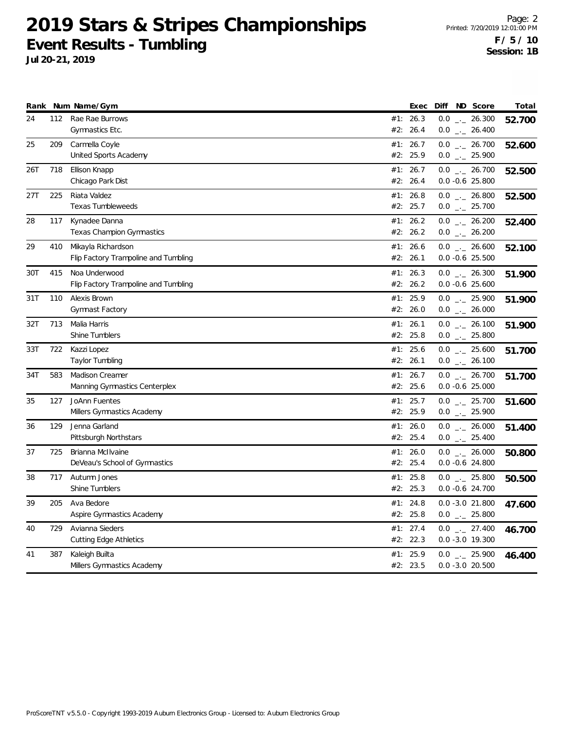# 2019 Stars & Stripes Championships

## Event Results - Tumbling

**Jul 20-21, 2019**

**F / 5 / 10**
**Session: 1B**

| Rank | Num | Name/Gym | | Exec | Diff | ND | Score | Total |
|---|---|---|---|---|---|---|---|---|
| 24 | 112 | Rae Rae Burrows | #1: | 26.3 | 0.0 | _._ | 26.300 | **52.700** |
| | | Gymnastics Etc. | #2: | 26.4 | 0.0 | _._ | 26.400 | |
| 25 | 209 | Carmella Coyle | #1: | 26.7 | 0.0 | _._ | 26.700 | **52.600** |
| | | United Sports Academy | #2: | 25.9 | 0.0 | _._ | 25.900 | |
| 26T | 718 | Ellison Knapp | #1: | 26.7 | 0.0 | _._ | 26.700 | **52.500** |
| | | Chicago Park Dist | #2: | 26.4 | 0.0 | -0.6 | 25.800 | |
| 27T | 225 | Riata Valdez | #1: | 26.8 | 0.0 | _._ | 26.800 | **52.500** |
| | | Texas Tumbleweeds | #2: | 25.7 | 0.0 | _._ | 25.700 | |
| 28 | 117 | Kynadee Danna | #1: | 26.2 | 0.0 | _._ | 26.200 | **52.400** |
| | | Texas Champion Gymnastics | #2: | 26.2 | 0.0 | _._ | 26.200 | |
| 29 | 410 | Mikayla Richardson | #1: | 26.6 | 0.0 | _._ | 26.600 | **52.100** |
| | | Flip Factory Trampoline and Tumbling | #2: | 26.1 | 0.0 | -0.6 | 25.500 | |
| 30T | 415 | Noa Underwood | #1: | 26.3 | 0.0 | _._ | 26.300 | **51.900** |
| | | Flip Factory Trampoline and Tumbling | #2: | 26.2 | 0.0 | -0.6 | 25.600 | |
| 31T | 110 | Alexis Brown | #1: | 25.9 | 0.0 | _._ | 25.900 | **51.900** |
| | | Gymnast Factory | #2: | 26.0 | 0.0 | _._ | 26.000 | |
| 32T | 713 | Malia Harris | #1: | 26.1 | 0.0 | _._ | 26.100 | **51.900** |
| | | Shine Tumblers | #2: | 25.8 | 0.0 | _._ | 25.800 | |
| 33T | 722 | Kazzi Lopez | #1: | 25.6 | 0.0 | _._ | 25.600 | **51.700** |
| | | Taylor Tumbling | #2: | 26.1 | 0.0 | _._ | 26.100 | |
| 34T | 583 | Madison Creamer | #1: | 26.7 | 0.0 | _._ | 26.700 | **51.700** |
| | | Manning Gymnastics Centerplex | #2: | 25.6 | 0.0 | -0.6 | 25.000 | |
| 35 | 127 | JoAnn Fuentes | #1: | 25.7 | 0.0 | _._ | 25.700 | **51.600** |
| | | Millers Gymnastics Academy | #2: | 25.9 | 0.0 | _._ | 25.900 | |
| 36 | 129 | Jenna Garland | #1: | 26.0 | 0.0 | _._ | 26.000 | **51.400** |
| | | Pittsburgh Northstars | #2: | 25.4 | 0.0 | _._ | 25.400 | |
| 37 | 725 | Brianna McIlvaine | #1: | 26.0 | 0.0 | _._ | 26.000 | **50.800** |
| | | DeVeau's School of Gymnastics | #2: | 25.4 | 0.0 | -0.6 | 24.800 | |
| 38 | 717 | Autumn Jones | #1: | 25.8 | 0.0 | _._ | 25.800 | **50.500** |
| | | Shine Tumblers | #2: | 25.3 | 0.0 | -0.6 | 24.700 | |
| 39 | 205 | Ava Bedore | #1: | 24.8 | 0.0 | -3.0 | 21.800 | **47.600** |
| | | Aspire Gymnastics Academy | #2: | 25.8 | 0.0 | _._ | 25.800 | |
| 40 | 729 | Avianna Sieders | #1: | 27.4 | 0.0 | _._ | 27.400 | **46.700** |
| | | Cutting Edge Athletics | #2: | 22.3 | 0.0 | -3.0 | 19.300 | |
| 41 | 387 | Kaleigh Builta | #1: | 25.9 | 0.0 | _._ | 25.900 | **46.400** |
| | | Millers Gymnastics Academy | #2: | 23.5 | 0.0 | -3.0 | 20.500 | |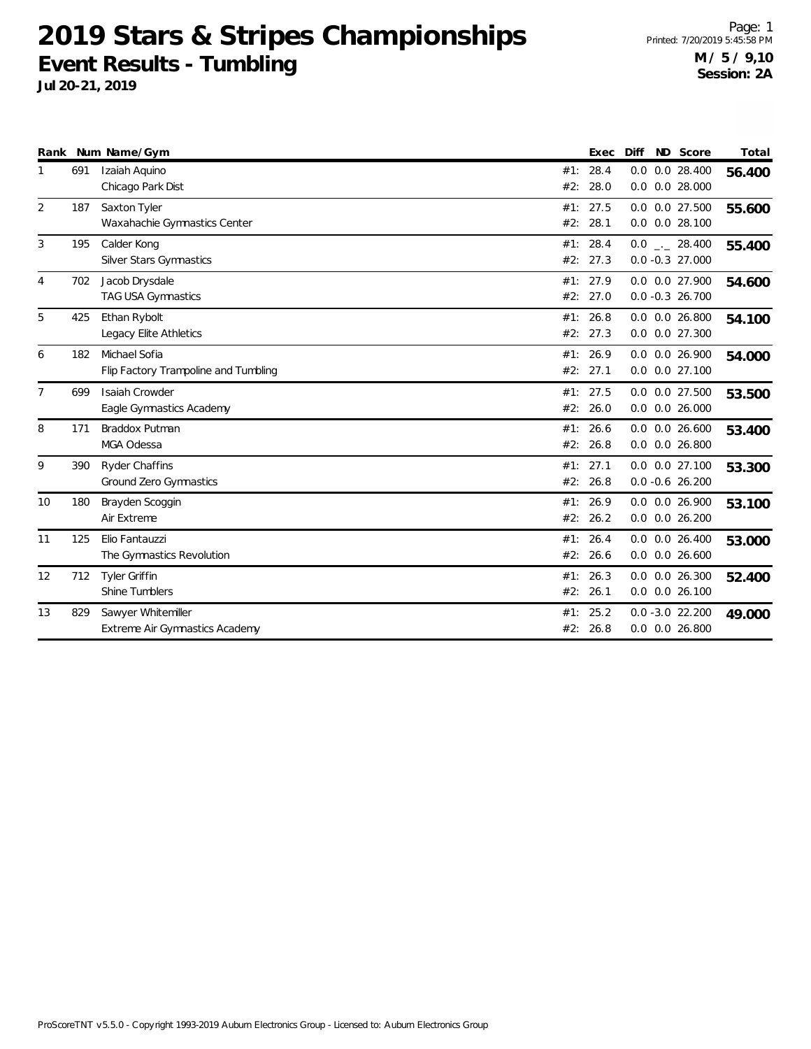# 2019 Stars & Stripes Championships

## Event Results - Tumbling

**Jul 20-21, 2019**

Page: 1
Printed: 7/20/2019 5:45:58 PM
**M / 5 / 9,10**
**Session: 2A**

| Rank | Num | Name/Gym | | Exec | Diff | ND | Score | Total |
|---|---|---|---|---|---|---|---|---|
| 1 | 691 | Izaiah Aquino | #1: | 28.4 | 0.0 | 0.0 | 28.400 | **56.400** |
| | | Chicago Park Dist | #2: | 28.0 | 0.0 | 0.0 | 28.000 | |
| 2 | 187 | Saxton Tyler | #1: | 27.5 | 0.0 | 0.0 | 27.500 | **55.600** |
| | | Waxahachie Gymnastics Center | #2: | 28.1 | 0.0 | 0.0 | 28.100 | |
| 3 | 195 | Calder Kong | #1: | 28.4 | 0.0 | _._ | 28.400 | **55.400** |
| | | Silver Stars Gymnastics | #2: | 27.3 | 0.0 | -0.3 | 27.000 | |
| 4 | 702 | Jacob Drysdale | #1: | 27.9 | 0.0 | 0.0 | 27.900 | **54.600** |
| | | TAG USA Gymnastics | #2: | 27.0 | 0.0 | -0.3 | 26.700 | |
| 5 | 425 | Ethan Rybolt | #1: | 26.8 | 0.0 | 0.0 | 26.800 | **54.100** |
| | | Legacy Elite Athletics | #2: | 27.3 | 0.0 | 0.0 | 27.300 | |
| 6 | 182 | Michael Sofia | #1: | 26.9 | 0.0 | 0.0 | 26.900 | **54.000** |
| | | Flip Factory Trampoline and Tumbling | #2: | 27.1 | 0.0 | 0.0 | 27.100 | |
| 7 | 699 | Isaiah Crowder | #1: | 27.5 | 0.0 | 0.0 | 27.500 | **53.500** |
| | | Eagle Gymnastics Academy | #2: | 26.0 | 0.0 | 0.0 | 26.000 | |
| 8 | 171 | Braddox Putman | #1: | 26.6 | 0.0 | 0.0 | 26.600 | **53.400** |
| | | MGA Odessa | #2: | 26.8 | 0.0 | 0.0 | 26.800 | |
| 9 | 390 | Ryder Chaffins | #1: | 27.1 | 0.0 | 0.0 | 27.100 | **53.300** |
| | | Ground Zero Gymnastics | #2: | 26.8 | 0.0 | -0.6 | 26.200 | |
| 10 | 180 | Brayden Scoggin | #1: | 26.9 | 0.0 | 0.0 | 26.900 | **53.100** |
| | | Air Extreme | #2: | 26.2 | 0.0 | 0.0 | 26.200 | |
| 11 | 125 | Elio Fantauzzi | #1: | 26.4 | 0.0 | 0.0 | 26.400 | **53.000** |
| | | The Gymnastics Revolution | #2: | 26.6 | 0.0 | 0.0 | 26.600 | |
| 12 | 712 | Tyler Griffin | #1: | 26.3 | 0.0 | 0.0 | 26.300 | **52.400** |
| | | Shine Tumblers | #2: | 26.1 | 0.0 | 0.0 | 26.100 | |
| 13 | 829 | Sawyer Whitemiller | #1: | 25.2 | 0.0 | -3.0 | 22.200 | **49.000** |
| | | Extreme Air Gymnastics Academy | #2: | 26.8 | 0.0 | 0.0 | 26.800 | |

ProScoreTNT v5.5.0 - Copyright 1993-2019 Auburn Electronics Group - Licensed to: Auburn Electronics Group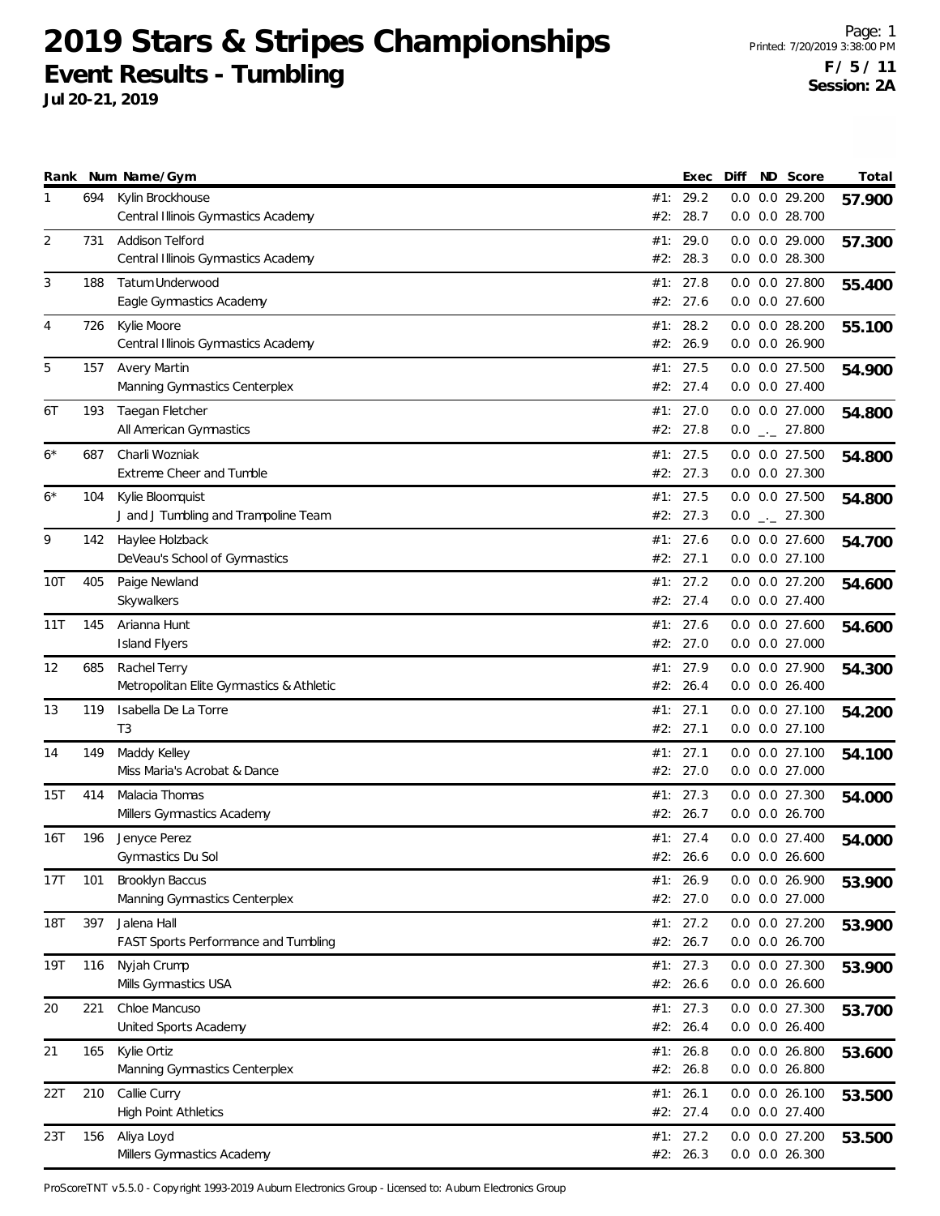# 2019 Stars & Stripes Championships

## Event Results - Tumbling

**Jul 20-21, 2019**

Page: 1
Printed: 7/20/2019 3:38:00 PM
**F / 5 / 11**
**Session: 2A**

| Rank | Num | Name/Gym | | Exec | Diff | ND | Score | Total |
|---|---|---|---|---|---|---|---|---|
| 1 | 694 | Kylin Brockhouse | #1: | 29.2 | 0.0 | 0.0 | 29.200 | **57.900** |
| | | Central Illinois Gymnastics Academy | #2: | 28.7 | 0.0 | 0.0 | 28.700 | |
| 2 | 731 | Addison Telford | #1: | 29.0 | 0.0 | 0.0 | 29.000 | **57.300** |
| | | Central Illinois Gymnastics Academy | #2: | 28.3 | 0.0 | 0.0 | 28.300 | |
| 3 | 188 | Tatum Underwood | #1: | 27.8 | 0.0 | 0.0 | 27.800 | **55.400** |
| | | Eagle Gymnastics Academy | #2: | 27.6 | 0.0 | 0.0 | 27.600 | |
| 4 | 726 | Kylie Moore | #1: | 28.2 | 0.0 | 0.0 | 28.200 | **55.100** |
| | | Central Illinois Gymnastics Academy | #2: | 26.9 | 0.0 | 0.0 | 26.900 | |
| 5 | 157 | Avery Martin | #1: | 27.5 | 0.0 | 0.0 | 27.500 | **54.900** |
| | | Manning Gymnastics Centerplex | #2: | 27.4 | 0.0 | 0.0 | 27.400 | |
| 6T | 193 | Taegan Fletcher | #1: | 27.0 | 0.0 | 0.0 | 27.000 | **54.800** |
| | | All American Gymnastics | #2: | 27.8 | 0.0 | _._ | 27.800 | |
| 6* | 687 | Charli Wozniak | #1: | 27.5 | 0.0 | 0.0 | 27.500 | **54.800** |
| | | Extreme Cheer and Tumble | #2: | 27.3 | 0.0 | 0.0 | 27.300 | |
| 6* | 104 | Kylie Bloomquist | #1: | 27.5 | 0.0 | 0.0 | 27.500 | **54.800** |
| | | J and J Tumbling and Trampoline Team | #2: | 27.3 | 0.0 | _._ | 27.300 | |
| 9 | 142 | Haylee Holzback | #1: | 27.6 | 0.0 | 0.0 | 27.600 | **54.700** |
| | | DeVeau's School of Gymnastics | #2: | 27.1 | 0.0 | 0.0 | 27.100 | |
| 10T | 405 | Paige Newland | #1: | 27.2 | 0.0 | 0.0 | 27.200 | **54.600** |
| | | Skywalkers | #2: | 27.4 | 0.0 | 0.0 | 27.400 | |
| 11T | 145 | Arianna Hunt | #1: | 27.6 | 0.0 | 0.0 | 27.600 | **54.600** |
| | | Island Flyers | #2: | 27.0 | 0.0 | 0.0 | 27.000 | |
| 12 | 685 | Rachel Terry | #1: | 27.9 | 0.0 | 0.0 | 27.900 | **54.300** |
| | | Metropolitan Elite Gymnastics & Athletic | #2: | 26.4 | 0.0 | 0.0 | 26.400 | |
| 13 | 119 | Isabella De La Torre | #1: | 27.1 | 0.0 | 0.0 | 27.100 | **54.200** |
| | | T3 | #2: | 27.1 | 0.0 | 0.0 | 27.100 | |
| 14 | 149 | Maddy Kelley | #1: | 27.1 | 0.0 | 0.0 | 27.100 | **54.100** |
| | | Miss Maria's Acrobat & Dance | #2: | 27.0 | 0.0 | 0.0 | 27.000 | |
| 15T | 414 | Malacia Thomas | #1: | 27.3 | 0.0 | 0.0 | 27.300 | **54.000** |
| | | Millers Gymnastics Academy | #2: | 26.7 | 0.0 | 0.0 | 26.700 | |
| 16T | 196 | Jenyce Perez | #1: | 27.4 | 0.0 | 0.0 | 27.400 | **54.000** |
| | | Gymnastics Du Sol | #2: | 26.6 | 0.0 | 0.0 | 26.600 | |
| 17T | 101 | Brooklyn Baccus | #1: | 26.9 | 0.0 | 0.0 | 26.900 | **53.900** |
| | | Manning Gymnastics Centerplex | #2: | 27.0 | 0.0 | 0.0 | 27.000 | |
| 18T | 397 | Jalena Hall | #1: | 27.2 | 0.0 | 0.0 | 27.200 | **53.900** |
| | | FAST Sports Performance and Tumbling | #2: | 26.7 | 0.0 | 0.0 | 26.700 | |
| 19T | 116 | Nyjah Crump | #1: | 27.3 | 0.0 | 0.0 | 27.300 | **53.900** |
| | | Mills Gymnastics USA | #2: | 26.6 | 0.0 | 0.0 | 26.600 | |
| 20 | 221 | Chloe Mancuso | #1: | 27.3 | 0.0 | 0.0 | 27.300 | **53.700** |
| | | United Sports Academy | #2: | 26.4 | 0.0 | 0.0 | 26.400 | |
| 21 | 165 | Kylie Ortiz | #1: | 26.8 | 0.0 | 0.0 | 26.800 | **53.600** |
| | | Manning Gymnastics Centerplex | #2: | 26.8 | 0.0 | 0.0 | 26.800 | |
| 22T | 210 | Callie Curry | #1: | 26.1 | 0.0 | 0.0 | 26.100 | **53.500** |
| | | High Point Athletics | #2: | 27.4 | 0.0 | 0.0 | 27.400 | |
| 23T | 156 | Aliya Loyd | #1: | 27.2 | 0.0 | 0.0 | 27.200 | **53.500** |
| | | Millers Gymnastics Academy | #2: | 26.3 | 0.0 | 0.0 | 26.300 | |

ProScoreTNT v5.5.0 - Copyright 1993-2019 Auburn Electronics Group - Licensed to: Auburn Electronics Group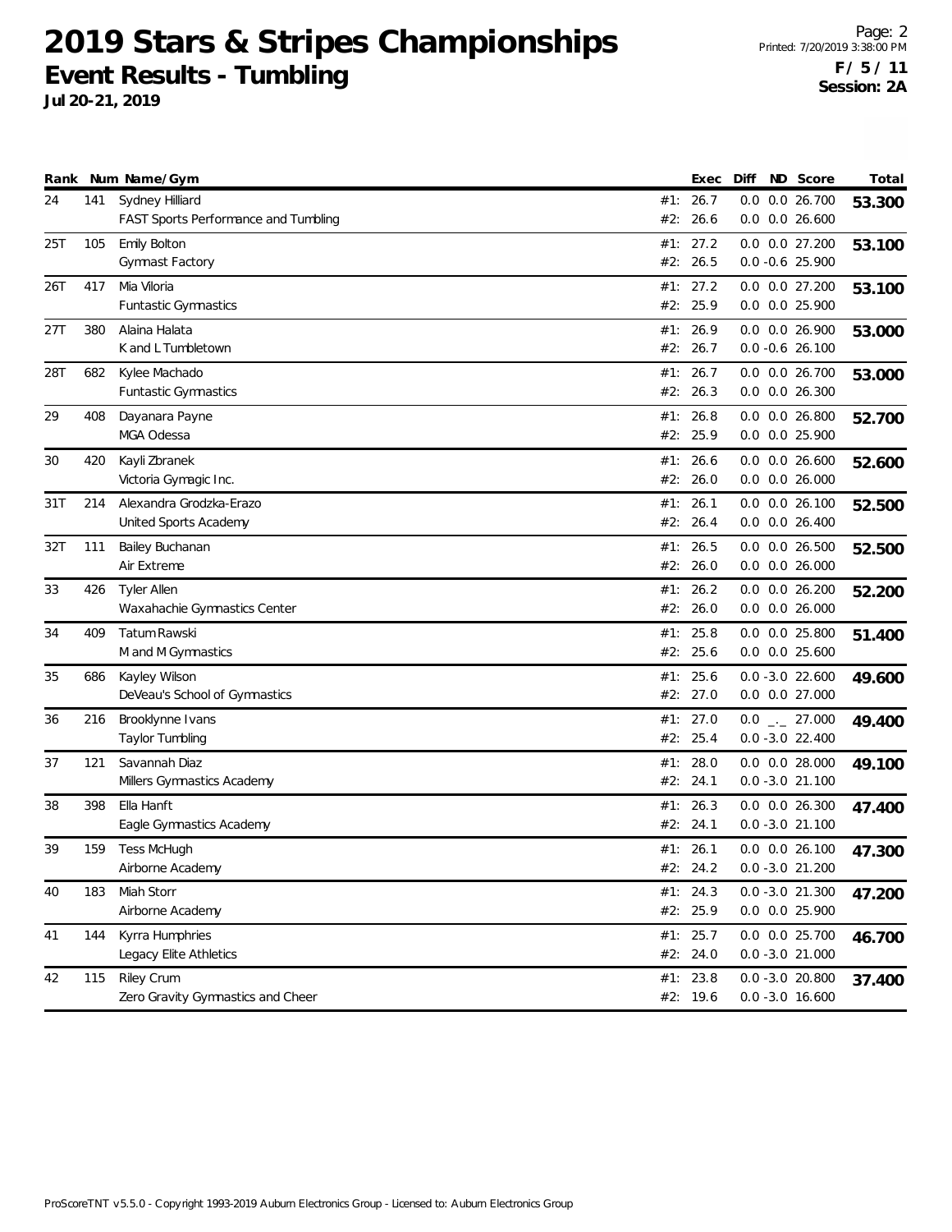# 2019 Stars & Stripes Championships

## Event Results - Tumbling

**Jul 20-21, 2019**

Printed: 7/20/2019 3:38:00 PM

**F / 5 / 11**
**Session: 2A**

| Rank | Num | Name/Gym | | Exec | Diff | ND | Score | Total |
|---|---|---|---|---|---|---|---|---|
| 24 | 141 | Sydney Hilliard | #1: | 26.7 | 0.0 | 0.0 | 26.700 | **53.300** |
| | | FAST Sports Performance and Tumbling | #2: | 26.6 | 0.0 | 0.0 | 26.600 | |
| 25T | 105 | Emily Bolton | #1: | 27.2 | 0.0 | 0.0 | 27.200 | **53.100** |
| | | Gymnast Factory | #2: | 26.5 | 0.0 | -0.6 | 25.900 | |
| 26T | 417 | Mia Viloria | #1: | 27.2 | 0.0 | 0.0 | 27.200 | **53.100** |
| | | Funtastic Gymnastics | #2: | 25.9 | 0.0 | 0.0 | 25.900 | |
| 27T | 380 | Alaina Halata | #1: | 26.9 | 0.0 | 0.0 | 26.900 | **53.000** |
| | | K and L Tumbletown | #2: | 26.7 | 0.0 | -0.6 | 26.100 | |
| 28T | 682 | Kylee Machado | #1: | 26.7 | 0.0 | 0.0 | 26.700 | **53.000** |
| | | Funtastic Gymnastics | #2: | 26.3 | 0.0 | 0.0 | 26.300 | |
| 29 | 408 | Dayanara Payne | #1: | 26.8 | 0.0 | 0.0 | 26.800 | **52.700** |
| | | MGA Odessa | #2: | 25.9 | 0.0 | 0.0 | 25.900 | |
| 30 | 420 | Kayli Zbranek | #1: | 26.6 | 0.0 | 0.0 | 26.600 | **52.600** |
| | | Victoria Gymagic Inc. | #2: | 26.0 | 0.0 | 0.0 | 26.000 | |
| 31T | 214 | Alexandra Grodzka-Erazo | #1: | 26.1 | 0.0 | 0.0 | 26.100 | **52.500** |
| | | United Sports Academy | #2: | 26.4 | 0.0 | 0.0 | 26.400 | |
| 32T | 111 | Bailey Buchanan | #1: | 26.5 | 0.0 | 0.0 | 26.500 | **52.500** |
| | | Air Extreme | #2: | 26.0 | 0.0 | 0.0 | 26.000 | |
| 33 | 426 | Tyler Allen | #1: | 26.2 | 0.0 | 0.0 | 26.200 | **52.200** |
| | | Waxahachie Gymnastics Center | #2: | 26.0 | 0.0 | 0.0 | 26.000 | |
| 34 | 409 | Tatum Rawski | #1: | 25.8 | 0.0 | 0.0 | 25.800 | **51.400** |
| | | M and M Gymnastics | #2: | 25.6 | 0.0 | 0.0 | 25.600 | |
| 35 | 686 | Kayley Wilson | #1: | 25.6 | 0.0 | -3.0 | 22.600 | **49.600** |
| | | DeVeau's School of Gymnastics | #2: | 27.0 | 0.0 | 0.0 | 27.000 | |
| 36 | 216 | Brooklynne Ivans | #1: | 27.0 | 0.0 | _._ | 27.000 | **49.400** |
| | | Taylor Tumbling | #2: | 25.4 | 0.0 | -3.0 | 22.400 | |
| 37 | 121 | Savannah Diaz | #1: | 28.0 | 0.0 | 0.0 | 28.000 | **49.100** |
| | | Millers Gymnastics Academy | #2: | 24.1 | 0.0 | -3.0 | 21.100 | |
| 38 | 398 | Ella Hanft | #1: | 26.3 | 0.0 | 0.0 | 26.300 | **47.400** |
| | | Eagle Gymnastics Academy | #2: | 24.1 | 0.0 | -3.0 | 21.100 | |
| 39 | 159 | Tess McHugh | #1: | 26.1 | 0.0 | 0.0 | 26.100 | **47.300** |
| | | Airborne Academy | #2: | 24.2 | 0.0 | -3.0 | 21.200 | |
| 40 | 183 | Miah Storr | #1: | 24.3 | 0.0 | -3.0 | 21.300 | **47.200** |
| | | Airborne Academy | #2: | 25.9 | 0.0 | 0.0 | 25.900 | |
| 41 | 144 | Kyrra Humphries | #1: | 25.7 | 0.0 | 0.0 | 25.700 | **46.700** |
| | | Legacy Elite Athletics | #2: | 24.0 | 0.0 | -3.0 | 21.000 | |
| 42 | 115 | Riley Crum | #1: | 23.8 | 0.0 | -3.0 | 20.800 | **37.400** |
| | | Zero Gravity Gymnastics and Cheer | #2: | 19.6 | 0.0 | -3.0 | 16.600 | |

ProScoreTNT v5.5.0 - Copyright 1993-2019 Auburn Electronics Group - Licensed to: Auburn Electronics Group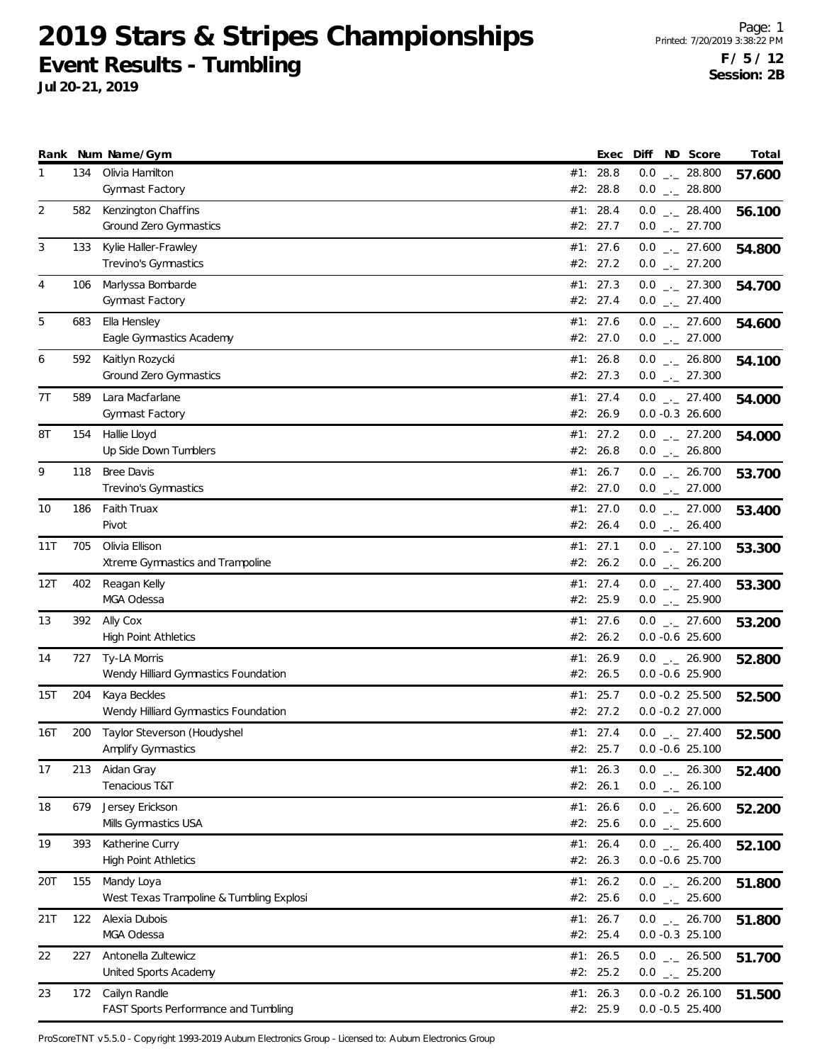# 2019 Stars & Stripes Championships

## Event Results - Tumbling

**Jul 20-21, 2019**

Printed: 7/20/2019 3:38:22 PM

**F / 5 / 12**
**Session: 2B**

| Rank | Num | Name/Gym | | Exec | Diff | ND | Score | Total |
|---|---|---|---|---|---|---|---|---|
| 1 | 134 | Olivia Hamilton<br>Gymnast Factory | #1:<br>#2: | 28.8<br>28.8 | 0.0<br>0.0 | _._<br>_._ | 28.800<br>28.800 | **57.600** |
| 2 | 582 | Kenzington Chaffins<br>Ground Zero Gymnastics | #1:<br>#2: | 28.4<br>27.7 | 0.0<br>0.0 | _._<br>_._ | 28.400<br>27.700 | **56.100** |
| 3 | 133 | Kylie Haller-Frawley<br>Trevino's Gymnastics | #1:<br>#2: | 27.6<br>27.2 | 0.0<br>0.0 | _._<br>_._ | 27.600<br>27.200 | **54.800** |
| 4 | 106 | Marlyssa Bombarde<br>Gymnast Factory | #1:<br>#2: | 27.3<br>27.4 | 0.0<br>0.0 | _._<br>_._ | 27.300<br>27.400 | **54.700** |
| 5 | 683 | Ella Hensley<br>Eagle Gymnastics Academy | #1:<br>#2: | 27.6<br>27.0 | 0.0<br>0.0 | _._<br>_._ | 27.600<br>27.000 | **54.600** |
| 6 | 592 | Kaitlyn Rozycki<br>Ground Zero Gymnastics | #1:<br>#2: | 26.8<br>27.3 | 0.0<br>0.0 | _._<br>_._ | 26.800<br>27.300 | **54.100** |
| 7T | 589 | Lara Macfarlane<br>Gymnast Factory | #1:<br>#2: | 27.4<br>26.9 | 0.0<br>0.0 | _._<br>-0.3 | 27.400<br>26.600 | **54.000** |
| 8T | 154 | Hallie Lloyd<br>Up Side Down Tumblers | #1:<br>#2: | 27.2<br>26.8 | 0.0<br>0.0 | _._<br>_._ | 27.200<br>26.800 | **54.000** |
| 9 | 118 | Bree Davis<br>Trevino's Gymnastics | #1:<br>#2: | 26.7<br>27.0 | 0.0<br>0.0 | _._<br>_._ | 26.700<br>27.000 | **53.700** |
| 10 | 186 | Faith Truax<br>Pivot | #1:<br>#2: | 27.0<br>26.4 | 0.0<br>0.0 | _._<br>_._ | 27.000<br>26.400 | **53.400** |
| 11T | 705 | Olivia Ellison<br>Xtreme Gymnastics and Trampoline | #1:<br>#2: | 27.1<br>26.2 | 0.0<br>0.0 | _._<br>_._ | 27.100<br>26.200 | **53.300** |
| 12T | 402 | Reagan Kelly<br>MGA Odessa | #1:<br>#2: | 27.4<br>25.9 | 0.0<br>0.0 | _._<br>_._ | 27.400<br>25.900 | **53.300** |
| 13 | 392 | Ally Cox<br>High Point Athletics | #1:<br>#2: | 27.6<br>26.2 | 0.0<br>0.0 | _._<br>-0.6 | 27.600<br>25.600 | **53.200** |
| 14 | 727 | Ty-LA Morris<br>Wendy Hilliard Gymnastics Foundation | #1:<br>#2: | 26.9<br>26.5 | 0.0<br>0.0 | _._<br>-0.6 | 26.900<br>25.900 | **52.800** |
| 15T | 204 | Kaya Beckles<br>Wendy Hilliard Gymnastics Foundation | #1:<br>#2: | 25.7<br>27.2 | 0.0<br>0.0 | -0.2<br>-0.2 | 25.500<br>27.000 | **52.500** |
| 16T | 200 | Taylor Steverson (Houdyshel<br>Amplify Gymnastics | #1:<br>#2: | 27.4<br>25.7 | 0.0<br>0.0 | _._<br>-0.6 | 27.400<br>25.100 | **52.500** |
| 17 | 213 | Aidan Gray<br>Tenacious T&T | #1:<br>#2: | 26.3<br>26.1 | 0.0<br>0.0 | _._<br>_._ | 26.300<br>26.100 | **52.400** |
| 18 | 679 | Jersey Erickson<br>Mills Gymnastics USA | #1:<br>#2: | 26.6<br>25.6 | 0.0<br>0.0 | _._<br>_._ | 26.600<br>25.600 | **52.200** |
| 19 | 393 | Katherine Curry<br>High Point Athletics | #1:<br>#2: | 26.4<br>26.3 | 0.0<br>0.0 | _._<br>-0.6 | 26.400<br>25.700 | **52.100** |
| 20T | 155 | Mandy Loya<br>West Texas Trampoline & Tumbling Explosi | #1:<br>#2: | 26.2<br>25.6 | 0.0<br>0.0 | _._<br>_._ | 26.200<br>25.600 | **51.800** |
| 21T | 122 | Alexia Dubois<br>MGA Odessa | #1:<br>#2: | 26.7<br>25.4 | 0.0<br>0.0 | _._<br>-0.3 | 26.700<br>25.100 | **51.800** |
| 22 | 227 | Antonella Zultewicz<br>United Sports Academy | #1:<br>#2: | 26.5<br>25.2 | 0.0<br>0.0 | _._<br>_._ | 26.500<br>25.200 | **51.700** |
| 23 | 172 | Cailyn Randle<br>FAST Sports Performance and Tumbling | #1:<br>#2: | 26.3<br>25.9 | 0.0<br>0.0 | -0.2<br>-0.5 | 26.100<br>25.400 | **51.500** |

ProScoreTNT v5.5.0 - Copyright 1993-2019 Auburn Electronics Group - Licensed to: Auburn Electronics Group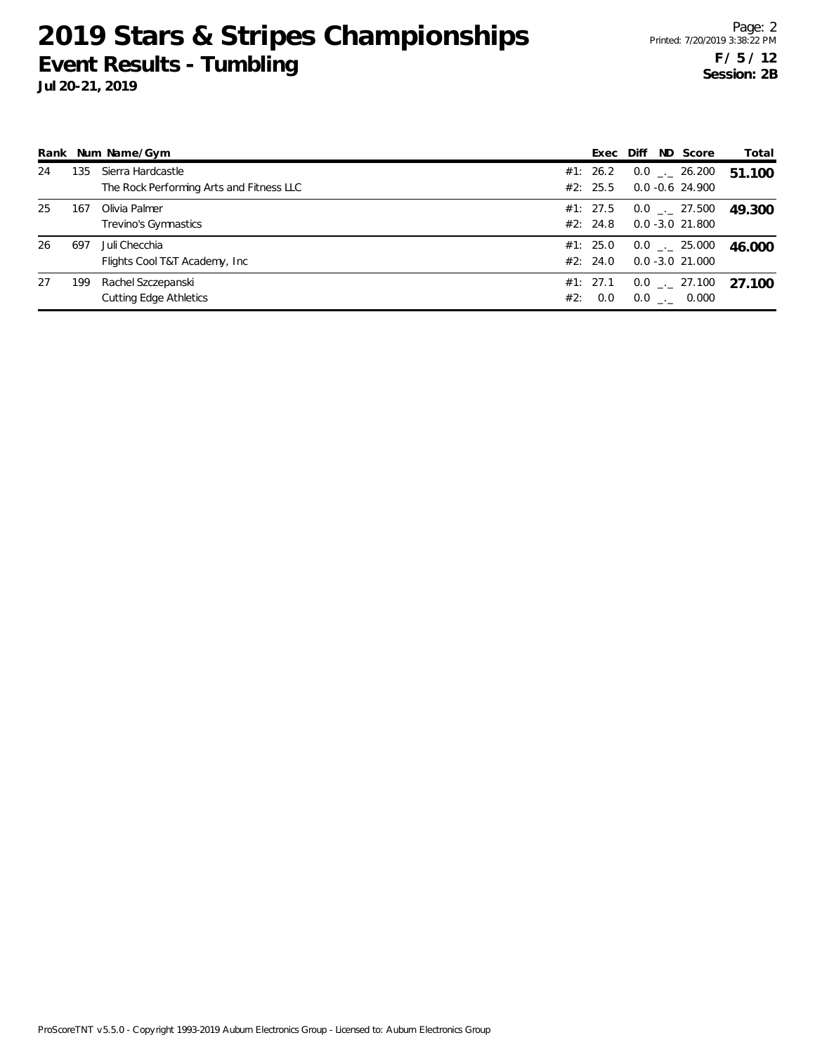# 2019 Stars & Stripes Championships

## Event Results - Tumbling

**Jul 20-21, 2019**

**F / 5 / 12**
**Session: 2B**

| Rank | Num | Name/Gym | | Exec | Diff | ND | Score | Total |
|---|---|---|---|---|---|---|---|---|
| 24 | 135 | Sierra Hardcastle | #1: | 26.2 | 0.0 | _._ | 26.200 | **51.100** |
| | | The Rock Performing Arts and Fitness LLC | #2: | 25.5 | 0.0 | -0.6 | 24.900 | |
| 25 | 167 | Olivia Palmer | #1: | 27.5 | 0.0 | _._ | 27.500 | **49.300** |
| | | Trevino's Gymnastics | #2: | 24.8 | 0.0 | -3.0 | 21.800 | |
| 26 | 697 | Juli Checchia | #1: | 25.0 | 0.0 | _._ | 25.000 | **46.000** |
| | | Flights Cool T&T Academy, Inc | #2: | 24.0 | 0.0 | -3.0 | 21.000 | |
| 27 | 199 | Rachel Szczepanski | #1: | 27.1 | 0.0 | _._ | 27.100 | **27.100** |
| | | Cutting Edge Athletics | #2: | 0.0 | 0.0 | _._ | 0.000 | |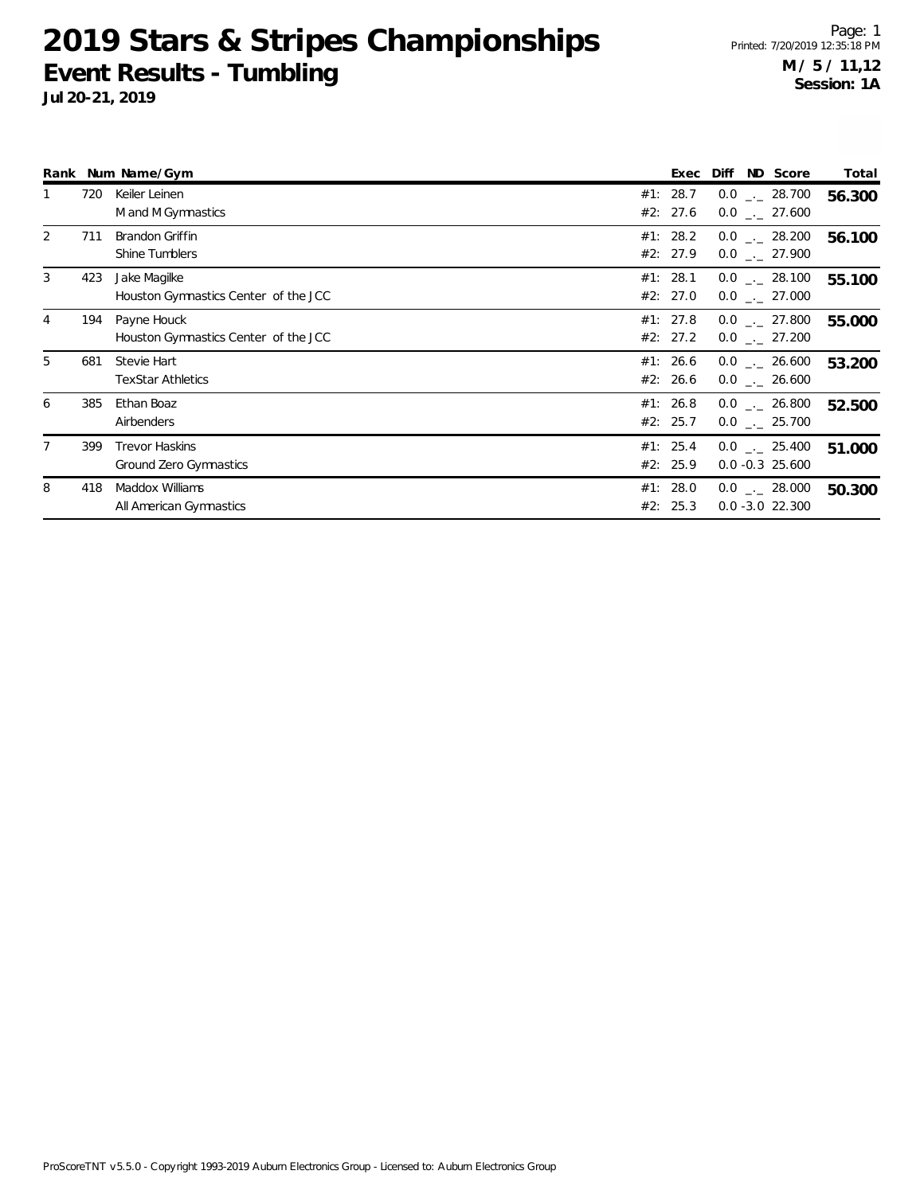# 2019 Stars & Stripes Championships

## Event Results - Tumbling

**Jul 20-21, 2019**

Printed: 7/20/2019 12:35:18 PM

**M / 5 / 11,12**
**Session: 1A**

| Rank | Num | Name/Gym | | Exec | Diff | ND | Score | Total |
|---|---|---|---|---|---|---|---|---|
| 1 | 720 | Keiler Leinen | #1: | 28.7 | 0.0 | _._ | 28.700 | **56.300** |
| | | M and M Gymnastics | #2: | 27.6 | 0.0 | _._ | 27.600 | |
| 2 | 711 | Brandon Griffin | #1: | 28.2 | 0.0 | _._ | 28.200 | **56.100** |
| | | Shine Tumblers | #2: | 27.9 | 0.0 | _._ | 27.900 | |
| 3 | 423 | Jake Magilke | #1: | 28.1 | 0.0 | _._ | 28.100 | **55.100** |
| | | Houston Gymnastics Center of the JCC | #2: | 27.0 | 0.0 | _._ | 27.000 | |
| 4 | 194 | Payne Houck | #1: | 27.8 | 0.0 | _._ | 27.800 | **55.000** |
| | | Houston Gymnastics Center of the JCC | #2: | 27.2 | 0.0 | _._ | 27.200 | |
| 5 | 681 | Stevie Hart | #1: | 26.6 | 0.0 | _._ | 26.600 | **53.200** |
| | | TexStar Athletics | #2: | 26.6 | 0.0 | _._ | 26.600 | |
| 6 | 385 | Ethan Boaz | #1: | 26.8 | 0.0 | _._ | 26.800 | **52.500** |
| | | Airbenders | #2: | 25.7 | 0.0 | _._ | 25.700 | |
| 7 | 399 | Trevor Haskins | #1: | 25.4 | 0.0 | _._ | 25.400 | **51.000** |
| | | Ground Zero Gymnastics | #2: | 25.9 | 0.0 | -0.3 | 25.600 | |
| 8 | 418 | Maddox Williams | #1: | 28.0 | 0.0 | _._ | 28.000 | **50.300** |
| | | All American Gymnastics | #2: | 25.3 | 0.0 | -3.0 | 22.300 | |

ProScoreTNT v5.5.0 - Copyright 1993-2019 Auburn Electronics Group - Licensed to: Auburn Electronics Group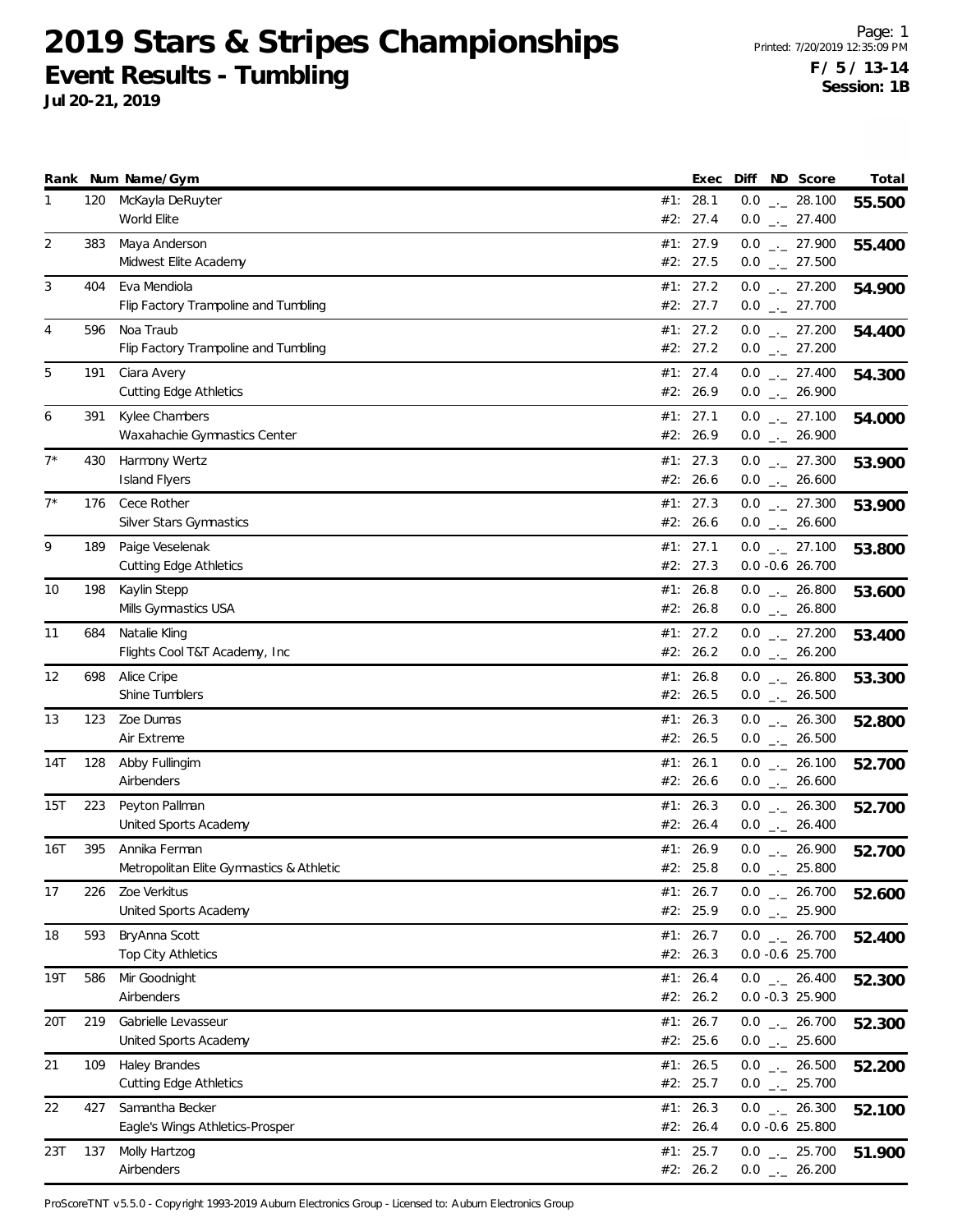# 2019 Stars & Stripes Championships

## Event Results - Tumbling

**Jul 20-21, 2019**

Page: 1
Printed: 7/20/2019 12:35:09 PM
**F / 5 / 13-14**
**Session: 1B**

| Rank | Num | Name/Gym | Exec | Diff | ND | Score | Total |
|---|---|---|---|---|---|---|---|
| 1 | 120 | McKayla DeRuyter | #1: 28.1 | 0.0 | _._ | 28.100 | **55.500** |
| | | World Elite | #2: 27.4 | 0.0 | _._ | 27.400 | |
| 2 | 383 | Maya Anderson | #1: 27.9 | 0.0 | _._ | 27.900 | **55.400** |
| | | Midwest Elite Academy | #2: 27.5 | 0.0 | _._ | 27.500 | |
| 3 | 404 | Eva Mendiola | #1: 27.2 | 0.0 | _._ | 27.200 | **54.900** |
| | | Flip Factory Trampoline and Tumbling | #2: 27.7 | 0.0 | _._ | 27.700 | |
| 4 | 596 | Noa Traub | #1: 27.2 | 0.0 | _._ | 27.200 | **54.400** |
| | | Flip Factory Trampoline and Tumbling | #2: 27.2 | 0.0 | _._ | 27.200 | |
| 5 | 191 | Ciara Avery | #1: 27.4 | 0.0 | _._ | 27.400 | **54.300** |
| | | Cutting Edge Athletics | #2: 26.9 | 0.0 | _._ | 26.900 | |
| 6 | 391 | Kylee Chambers | #1: 27.1 | 0.0 | _._ | 27.100 | **54.000** |
| | | Waxahachie Gymnastics Center | #2: 26.9 | 0.0 | _._ | 26.900 | |
| 7* | 430 | Harmony Wertz | #1: 27.3 | 0.0 | _._ | 27.300 | **53.900** |
| | | Island Flyers | #2: 26.6 | 0.0 | _._ | 26.600 | |
| 7* | 176 | Cece Rother | #1: 27.3 | 0.0 | _._ | 27.300 | **53.900** |
| | | Silver Stars Gymnastics | #2: 26.6 | 0.0 | _._ | 26.600 | |
| 9 | 189 | Paige Veselenak | #1: 27.1 | 0.0 | _._ | 27.100 | **53.800** |
| | | Cutting Edge Athletics | #2: 27.3 | 0.0 | -0.6 | 26.700 | |
| 10 | 198 | Kaylin Stepp | #1: 26.8 | 0.0 | _._ | 26.800 | **53.600** |
| | | Mills Gymnastics USA | #2: 26.8 | 0.0 | _._ | 26.800 | |
| 11 | 684 | Natalie Kling | #1: 27.2 | 0.0 | _._ | 27.200 | **53.400** |
| | | Flights Cool T&T Academy, Inc | #2: 26.2 | 0.0 | _._ | 26.200 | |
| 12 | 698 | Alice Cripe | #1: 26.8 | 0.0 | _._ | 26.800 | **53.300** |
| | | Shine Tumblers | #2: 26.5 | 0.0 | _._ | 26.500 | |
| 13 | 123 | Zoe Dumas | #1: 26.3 | 0.0 | _._ | 26.300 | **52.800** |
| | | Air Extreme | #2: 26.5 | 0.0 | _._ | 26.500 | |
| 14T | 128 | Abby Fullingim | #1: 26.1 | 0.0 | _._ | 26.100 | **52.700** |
| | | Airbenders | #2: 26.6 | 0.0 | _._ | 26.600 | |
| 15T | 223 | Peyton Pallman | #1: 26.3 | 0.0 | _._ | 26.300 | **52.700** |
| | | United Sports Academy | #2: 26.4 | 0.0 | _._ | 26.400 | |
| 16T | 395 | Annika Ferman | #1: 26.9 | 0.0 | _._ | 26.900 | **52.700** |
| | | Metropolitan Elite Gymnastics & Athletic | #2: 25.8 | 0.0 | _._ | 25.800 | |
| 17 | 226 | Zoe Verkitus | #1: 26.7 | 0.0 | _._ | 26.700 | **52.600** |
| | | United Sports Academy | #2: 25.9 | 0.0 | _._ | 25.900 | |
| 18 | 593 | BryAnna Scott | #1: 26.7 | 0.0 | _._ | 26.700 | **52.400** |
| | | Top City Athletics | #2: 26.3 | 0.0 | -0.6 | 25.700 | |
| 19T | 586 | Mir Goodnight | #1: 26.4 | 0.0 | _._ | 26.400 | **52.300** |
| | | Airbenders | #2: 26.2 | 0.0 | -0.3 | 25.900 | |
| 20T | 219 | Gabrielle Levasseur | #1: 26.7 | 0.0 | _._ | 26.700 | **52.300** |
| | | United Sports Academy | #2: 25.6 | 0.0 | _._ | 25.600 | |
| 21 | 109 | Haley Brandes | #1: 26.5 | 0.0 | _._ | 26.500 | **52.200** |
| | | Cutting Edge Athletics | #2: 25.7 | 0.0 | _._ | 25.700 | |
| 22 | 427 | Samantha Becker | #1: 26.3 | 0.0 | _._ | 26.300 | **52.100** |
| | | Eagle's Wings Athletics-Prosper | #2: 26.4 | 0.0 | -0.6 | 25.800 | |
| 23T | 137 | Molly Hartzog | #1: 25.7 | 0.0 | _._ | 25.700 | **51.900** |
| | | Airbenders | #2: 26.2 | 0.0 | _._ | 26.200 | |

ProScoreTNT v5.5.0 - Copyright 1993-2019 Auburn Electronics Group - Licensed to: Auburn Electronics Group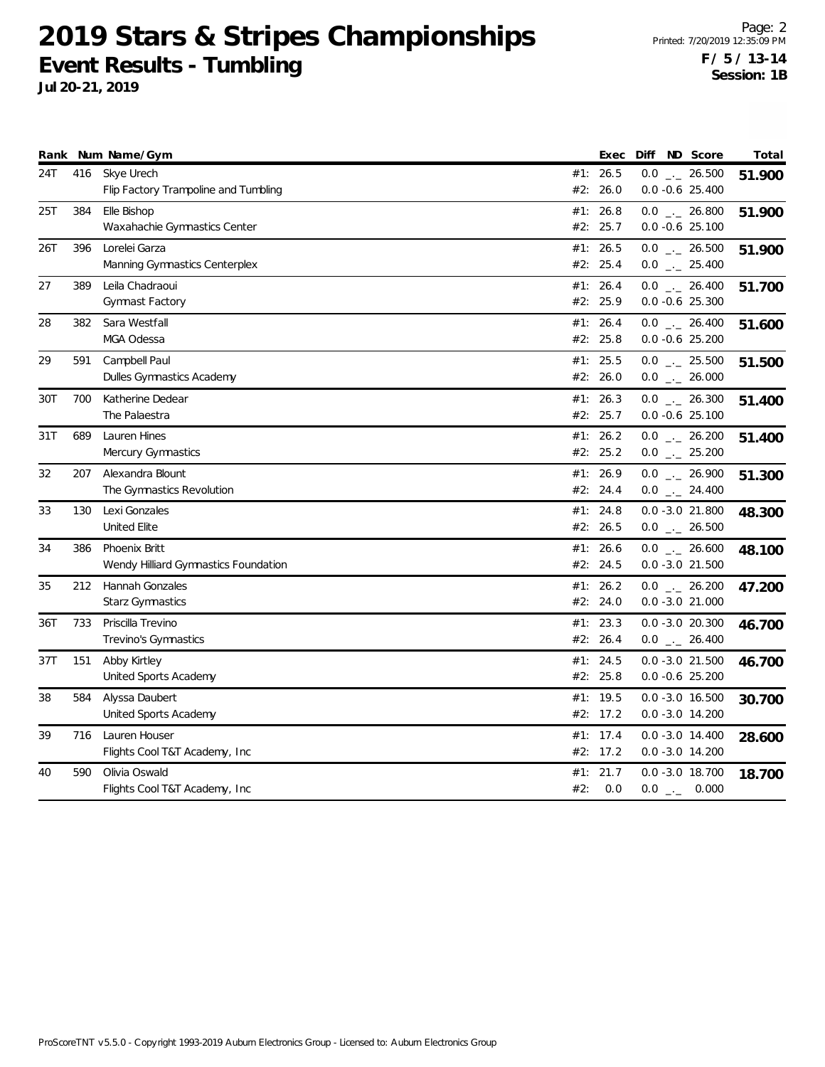# 2019 Stars & Stripes Championships

## Event Results - Tumbling

**Jul 20-21, 2019**

Printed: 7/20/2019 12:35:09 PM

**F / 5 / 13-14**
**Session: 1B**

| Rank | Num | Name/Gym | | Exec | Diff | ND | Score | Total |
|---|---|---|---|---|---|---|---|---|
| 24T | 416 | Skye Urech | #1: | 26.5 | 0.0 | _._ | 26.500 | **51.900** |
| | | Flip Factory Trampoline and Tumbling | #2: | 26.0 | 0.0 | -0.6 | 25.400 | |
| 25T | 384 | Elle Bishop | #1: | 26.8 | 0.0 | _._ | 26.800 | **51.900** |
| | | Waxahachie Gymnastics Center | #2: | 25.7 | 0.0 | -0.6 | 25.100 | |
| 26T | 396 | Lorelei Garza | #1: | 26.5 | 0.0 | _._ | 26.500 | **51.900** |
| | | Manning Gymnastics Centerplex | #2: | 25.4 | 0.0 | _._ | 25.400 | |
| 27 | 389 | Leila Chadraoui | #1: | 26.4 | 0.0 | _._ | 26.400 | **51.700** |
| | | Gymnast Factory | #2: | 25.9 | 0.0 | -0.6 | 25.300 | |
| 28 | 382 | Sara Westfall | #1: | 26.4 | 0.0 | _._ | 26.400 | **51.600** |
| | | MGA Odessa | #2: | 25.8 | 0.0 | -0.6 | 25.200 | |
| 29 | 591 | Campbell Paul | #1: | 25.5 | 0.0 | _._ | 25.500 | **51.500** |
| | | Dulles Gymnastics Academy | #2: | 26.0 | 0.0 | _._ | 26.000 | |
| 30T | 700 | Katherine Dedear | #1: | 26.3 | 0.0 | _._ | 26.300 | **51.400** |
| | | The Palaestra | #2: | 25.7 | 0.0 | -0.6 | 25.100 | |
| 31T | 689 | Lauren Hines | #1: | 26.2 | 0.0 | _._ | 26.200 | **51.400** |
| | | Mercury Gymnastics | #2: | 25.2 | 0.0 | _._ | 25.200 | |
| 32 | 207 | Alexandra Blount | #1: | 26.9 | 0.0 | _._ | 26.900 | **51.300** |
| | | The Gymnastics Revolution | #2: | 24.4 | 0.0 | _._ | 24.400 | |
| 33 | 130 | Lexi Gonzales | #1: | 24.8 | 0.0 | -3.0 | 21.800 | **48.300** |
| | | United Elite | #2: | 26.5 | 0.0 | _._ | 26.500 | |
| 34 | 386 | Phoenix Britt | #1: | 26.6 | 0.0 | _._ | 26.600 | **48.100** |
| | | Wendy Hilliard Gymnastics Foundation | #2: | 24.5 | 0.0 | -3.0 | 21.500 | |
| 35 | 212 | Hannah Gonzales | #1: | 26.2 | 0.0 | _._ | 26.200 | **47.200** |
| | | Starz Gymnastics | #2: | 24.0 | 0.0 | -3.0 | 21.000 | |
| 36T | 733 | Priscilla Trevino | #1: | 23.3 | 0.0 | -3.0 | 20.300 | **46.700** |
| | | Trevino's Gymnastics | #2: | 26.4 | 0.0 | _._ | 26.400 | |
| 37T | 151 | Abby Kirtley | #1: | 24.5 | 0.0 | -3.0 | 21.500 | **46.700** |
| | | United Sports Academy | #2: | 25.8 | 0.0 | -0.6 | 25.200 | |
| 38 | 584 | Alyssa Daubert | #1: | 19.5 | 0.0 | -3.0 | 16.500 | **30.700** |
| | | United Sports Academy | #2: | 17.2 | 0.0 | -3.0 | 14.200 | |
| 39 | 716 | Lauren Houser | #1: | 17.4 | 0.0 | -3.0 | 14.400 | **28.600** |
| | | Flights Cool T&T Academy, Inc | #2: | 17.2 | 0.0 | -3.0 | 14.200 | |
| 40 | 590 | Olivia Oswald | #1: | 21.7 | 0.0 | -3.0 | 18.700 | **18.700** |
| | | Flights Cool T&T Academy, Inc | #2: | 0.0 | 0.0 | _._ | 0.000 | |

ProScoreTNT v5.5.0 - Copyright 1993-2019 Auburn Electronics Group - Licensed to: Auburn Electronics Group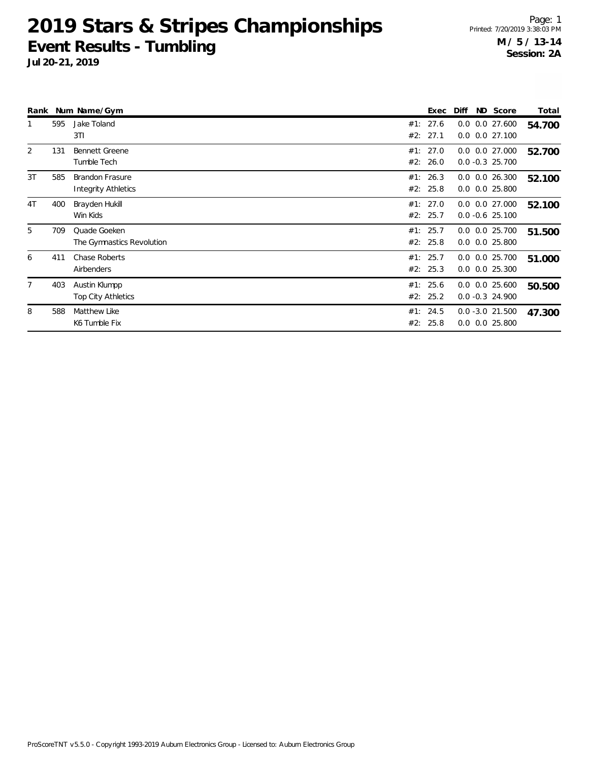# 2019 Stars & Stripes Championships

## Event Results - Tumbling

**Jul 20-21, 2019**

Page: 1
Printed: 7/20/2019 3:38:03 PM

**M / 5 / 13-14**
**Session: 2A**

| Rank | Num | Name/Gym | | Exec | Diff | ND | Score | Total |
|---|---|---|---|---|---|---|---|---|
| 1 | 595 | Jake Toland | #1: | 27.6 | 0.0 | 0.0 | 27.600 | **54.700** |
| | | 3TI | #2: | 27.1 | 0.0 | 0.0 | 27.100 | |
| 2 | 131 | Bennett Greene | #1: | 27.0 | 0.0 | 0.0 | 27.000 | **52.700** |
| | | Tumble Tech | #2: | 26.0 | 0.0 | -0.3 | 25.700 | |
| 3T | 585 | Brandon Frasure | #1: | 26.3 | 0.0 | 0.0 | 26.300 | **52.100** |
| | | Integrity Athletics | #2: | 25.8 | 0.0 | 0.0 | 25.800 | |
| 4T | 400 | Brayden Hukill | #1: | 27.0 | 0.0 | 0.0 | 27.000 | **52.100** |
| | | Win Kids | #2: | 25.7 | 0.0 | -0.6 | 25.100 | |
| 5 | 709 | Quade Goeken | #1: | 25.7 | 0.0 | 0.0 | 25.700 | **51.500** |
| | | The Gymnastics Revolution | #2: | 25.8 | 0.0 | 0.0 | 25.800 | |
| 6 | 411 | Chase Roberts | #1: | 25.7 | 0.0 | 0.0 | 25.700 | **51.000** |
| | | Airbenders | #2: | 25.3 | 0.0 | 0.0 | 25.300 | |
| 7 | 403 | Austin Klumpp | #1: | 25.6 | 0.0 | 0.0 | 25.600 | **50.500** |
| | | Top City Athletics | #2: | 25.2 | 0.0 | -0.3 | 24.900 | |
| 8 | 588 | Matthew Like | #1: | 24.5 | 0.0 | -3.0 | 21.500 | **47.300** |
| | | K6 Tumble Fix | #2: | 25.8 | 0.0 | 0.0 | 25.800 | |

ProScoreTNT v5.5.0 - Copyright 1993-2019 Auburn Electronics Group - Licensed to: Auburn Electronics Group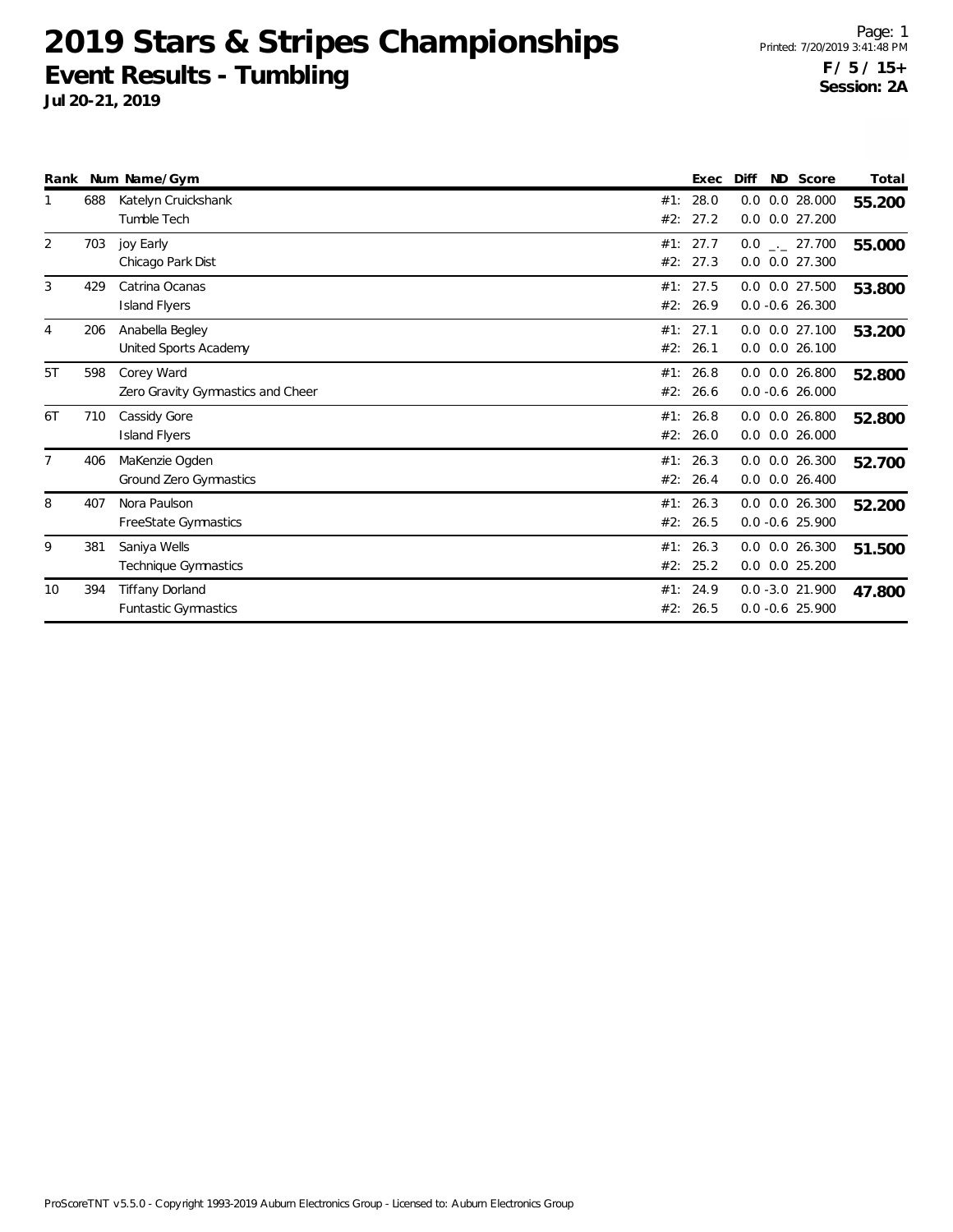# 2019 Stars & Stripes Championships

## Event Results - Tumbling

**Jul 20-21, 2019**

Printed: 7/20/2019 3:41:48 PM

**F / 5 / 15+**

**Session: 2A**

| Rank | Num | Name/Gym | | Exec | Diff | ND | Score | Total |
|---|---|---|---|---|---|---|---|---|
| 1 | 688 | Katelyn Cruickshank | #1: | 28.0 | 0.0 | 0.0 | 28.000 | **55.200** |
| | | Tumble Tech | #2: | 27.2 | 0.0 | 0.0 | 27.200 | |
| 2 | 703 | joy Early | #1: | 27.7 | 0.0 | _._ | 27.700 | **55.000** |
| | | Chicago Park Dist | #2: | 27.3 | 0.0 | 0.0 | 27.300 | |
| 3 | 429 | Catrina Ocanas | #1: | 27.5 | 0.0 | 0.0 | 27.500 | **53.800** |
| | | Island Flyers | #2: | 26.9 | 0.0 | -0.6 | 26.300 | |
| 4 | 206 | Anabella Begley | #1: | 27.1 | 0.0 | 0.0 | 27.100 | **53.200** |
| | | United Sports Academy | #2: | 26.1 | 0.0 | 0.0 | 26.100 | |
| 5T | 598 | Corey Ward | #1: | 26.8 | 0.0 | 0.0 | 26.800 | **52.800** |
| | | Zero Gravity Gymnastics and Cheer | #2: | 26.6 | 0.0 | -0.6 | 26.000 | |
| 6T | 710 | Cassidy Gore | #1: | 26.8 | 0.0 | 0.0 | 26.800 | **52.800** |
| | | Island Flyers | #2: | 26.0 | 0.0 | 0.0 | 26.000 | |
| 7 | 406 | MaKenzie Ogden | #1: | 26.3 | 0.0 | 0.0 | 26.300 | **52.700** |
| | | Ground Zero Gymnastics | #2: | 26.4 | 0.0 | 0.0 | 26.400 | |
| 8 | 407 | Nora Paulson | #1: | 26.3 | 0.0 | 0.0 | 26.300 | **52.200** |
| | | FreeState Gymnastics | #2: | 26.5 | 0.0 | -0.6 | 25.900 | |
| 9 | 381 | Saniya Wells | #1: | 26.3 | 0.0 | 0.0 | 26.300 | **51.500** |
| | | Technique Gymnastics | #2: | 25.2 | 0.0 | 0.0 | 25.200 | |
| 10 | 394 | Tiffany Dorland | #1: | 24.9 | 0.0 | -3.0 | 21.900 | **47.800** |
| | | Funtastic Gymnastics | #2: | 26.5 | 0.0 | -0.6 | 25.900 | |

ProScoreTNT v5.5.0 - Copyright 1993-2019 Auburn Electronics Group - Licensed to: Auburn Electronics Group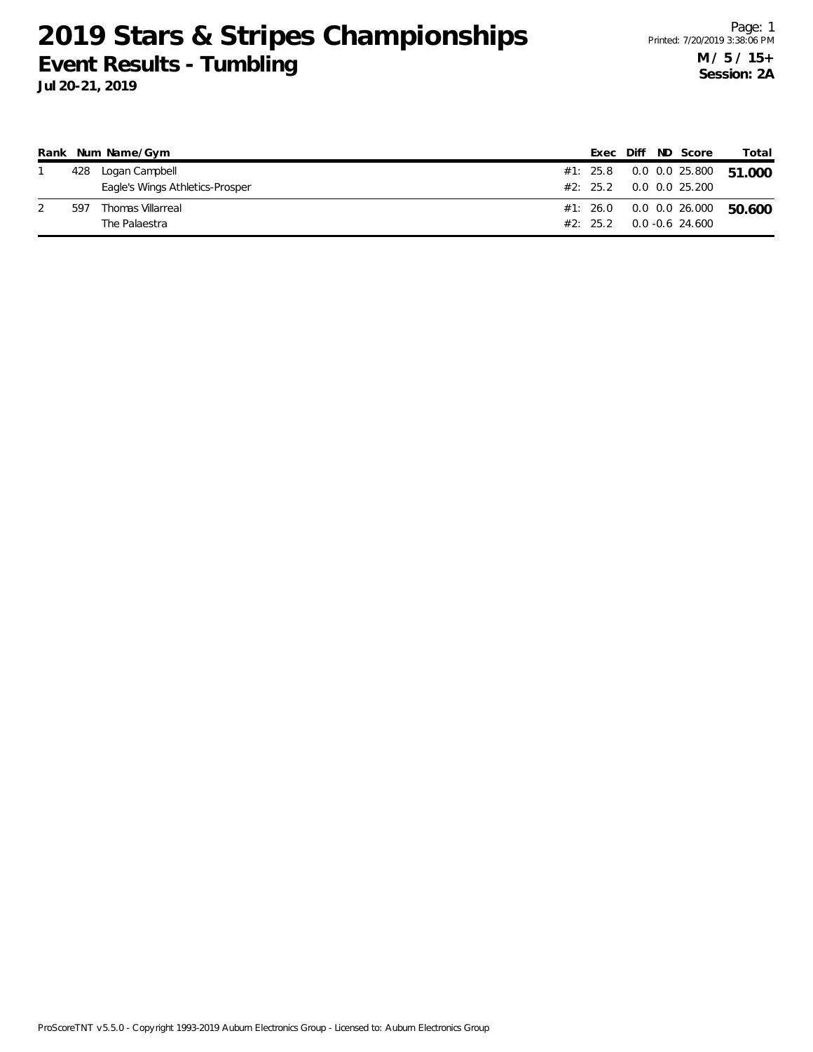# 2019 Stars & Stripes Championships

## Event Results - Tumbling

**Jul 20-21, 2019**

Page: 1
Printed: 7/20/2019 3:38:06 PM

**M / 5 / 15+**
**Session: 2A**

| Rank | Num | Name/Gym | | Exec | Diff | ND | Score | Total |
|---|---|---|---|---|---|---|---|---|
| 1 | 428 | Logan Campbell | #1: | 25.8 | 0.0 | 0.0 | 25.800 | **51.000** |
| | | Eagle's Wings Athletics-Prosper | #2: | 25.2 | 0.0 | 0.0 | 25.200 | |
| 2 | 597 | Thomas Villarreal | #1: | 26.0 | 0.0 | 0.0 | 26.000 | **50.600** |
| | | The Palaestra | #2: | 25.2 | 0.0 | -0.6 | 24.600 | |

ProScoreTNT v5.5.0 - Copyright 1993-2019 Auburn Electronics Group - Licensed to: Auburn Electronics Group